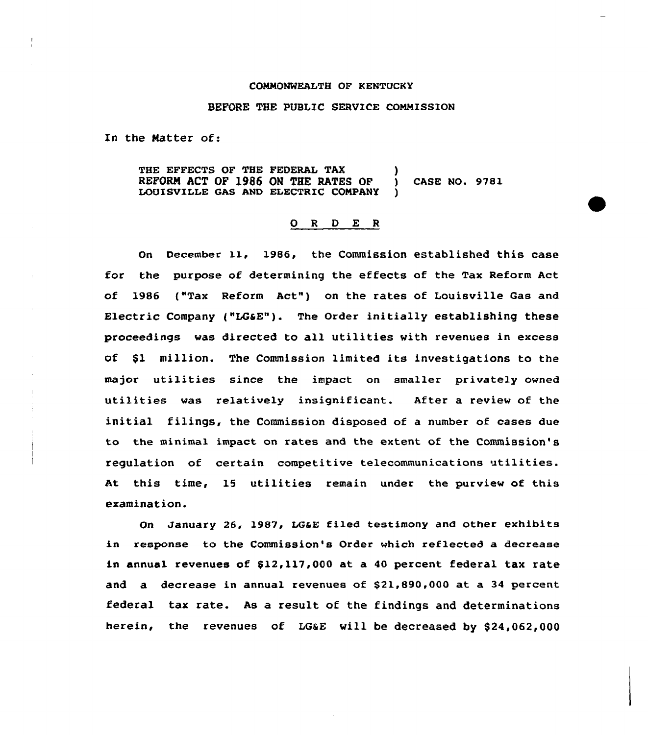COMMONWEALTH OF KENTUCKY

BEFORE THE PUBLIC SERVICE COMMISSION

In the Matter of:

| | | |
|---|---|---|
| THE EFFECTS OF THE FEDERAL TAX REFORM ACT OF 1986 ON THE RATES OF LOUISVILLE GAS AND ELECTRIC COMPANY | ) | CASE NO. 9781 |

# O R D E R

On December 11, 1986, the Commission established this case for the purpose of determining the effects of the Tax Reform Act of 1986 ("Tax Reform Act") on the rates of Louisville Gas and Electric Company ("LG&E"). The Order initially establishing these proceedings was directed to all utilities with revenues in excess of $1 million. The Commission limited its investigations to the major utilities since the impact on smaller privately owned utilities was relatively insignificant. After a review of the initial filings, the Commission disposed of a number of cases due to the minimal impact on rates and the extent of the Commission's regulation of certain competitive telecommunications utilities. At this time, 15 utilities remain under the purview of this examination.

On January 26, 1987, LG&E filed testimony and other exhibits in response to the Commission's Order which reflected a decrease in annual revenues of $12,117,000 at a 40 percent federal tax rate and a decrease in annual revenues of $21,890,000 at a 34 percent federal tax rate. As a result of the findings and determinations herein, the revenues of LG&E will be decreased by $24,062,000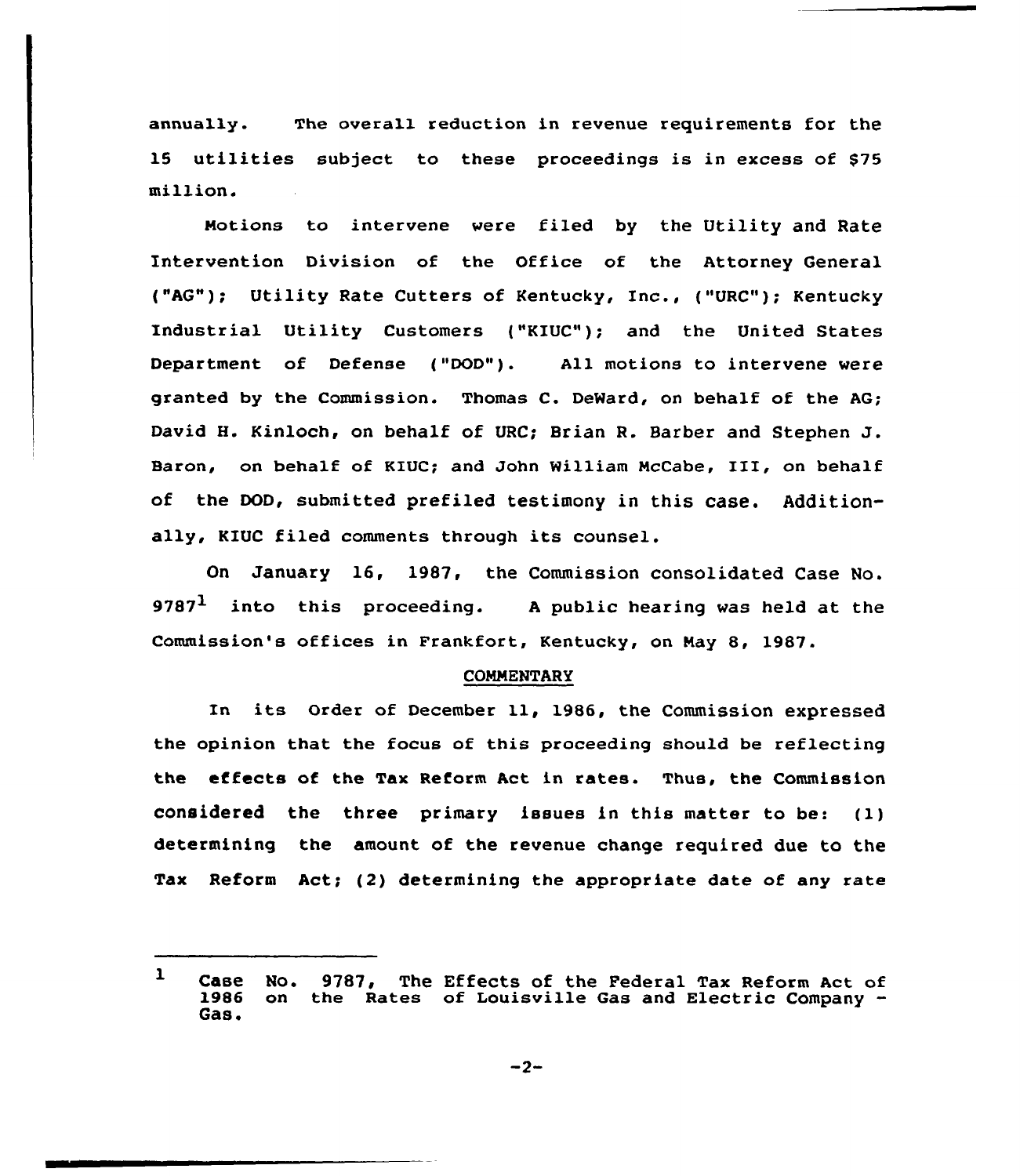annually. The overall reduction in revenue requirements for the 15 utilities subject to these proceedings is in excess of $75 million.

Motions to intervene were filed by the Utility and Rate Intervention Division of the Office of the Attorney General ("AG"); Utility Rate Cutters of Kentucky, Inc., ("URC"); Kentucky Industrial Utility Customers ("KIUC"); and the United States Department of Defense ("DOD"). All motions to intervene were granted by the Commission. Thomas C. DeWard, on behalf of the AG; David H. Kinloch, on behalf of URC; Brian R. Barber and Stephen J. Baron, on behalf of KIUC; and John William McCabe, III, on behalf of the DOD, submitted prefiled testimony in this case. Additionally, KIUC filed comments through its counsel.

On January 16, 1987, the Commission consolidated Case No. 9787[1] into this proceeding. A public hearing was held at the Commission's offices in Frankfort, Kentucky, on May 8, 1987.

## COMMENTARY

In its Order of December 11, 1986, the Commission expressed the opinion that the focus of this proceeding should be reflecting the effects of the Tax Reform Act in rates. Thus, the Commission considered the three primary issues in this matter to be: (1) determining the amount of the revenue change required due to the Tax Reform Act; (2) determining the appropriate date of any rate

---

[1] Case No. 9787, The Effects of the Federal Tax Reform Act of 1986 on the Rates of Louisville Gas and Electric Company - Gas.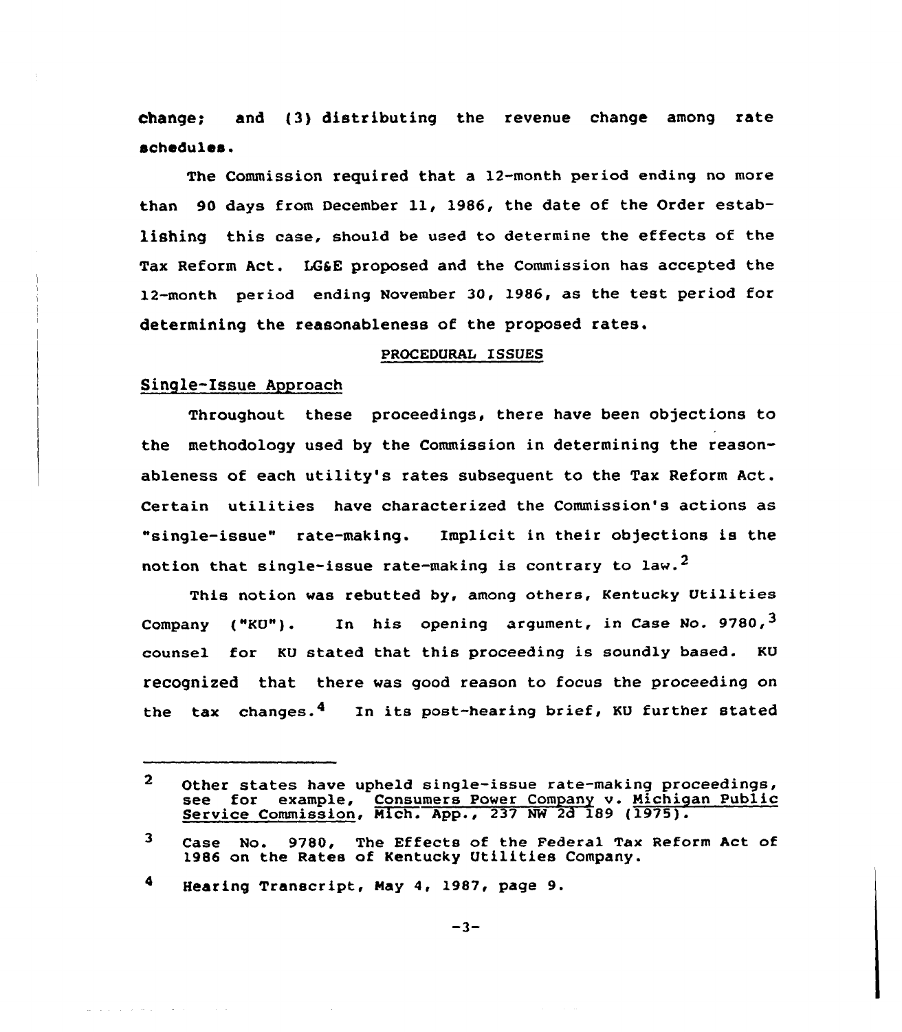change; and (3) distributing the revenue change among rate schedules.

The Commission required that a 12-month period ending no more than 90 days from December 11, 1986, the date of the Order establishing this case, should be used to determine the effects of the Tax Reform Act. LG&E proposed and the Commission has accepted the 12-month period ending November 30, 1986, as the test period for determining the reasonableness of the proposed rates.

## PROCEDURAL ISSUES

### Single-Issue Approach

Throughout these proceedings, there have been objections to the methodology used by the Commission in determining the reasonableness of each utility's rates subsequent to the Tax Reform Act. Certain utilities have characterized the Commission's actions as "single-issue" rate-making. Implicit in their objections is the notion that single-issue rate-making is contrary to law.[2]

This notion was rebutted by, among others, Kentucky Utilities Company ("KU"). In his opening argument, in Case No. 9780,[3] counsel for KU stated that this proceeding is soundly based. KU recognized that there was good reason to focus the proceeding on the tax changes.[4] In its post-hearing brief, KU further stated

---

[2] Other states have upheld single-issue rate-making proceedings, see for example, Consumers Power Company v. Michigan Public Service Commission, Mich. App., 237 NW 2d 189 (1975).

[3] Case No. 9780, The Effects of the Federal Tax Reform Act of 1986 on the Rates of Kentucky Utilities Company.

[4] Hearing Transcript, May 4, 1987, page 9.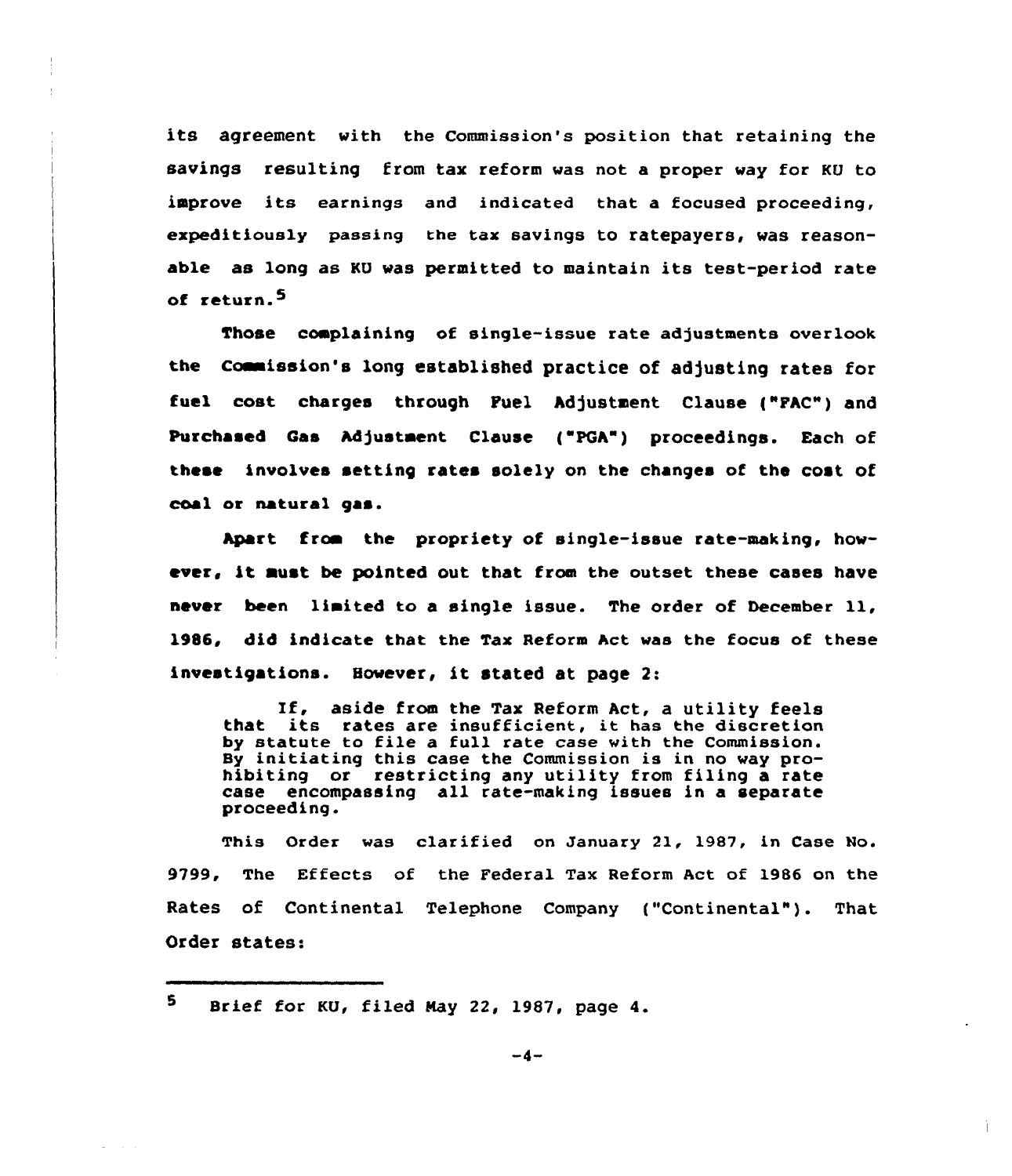its agreement with the Commission's position that retaining the savings resulting from tax reform was not a proper way for KU to improve its earnings and indicated that a focused proceeding, expeditiously passing the tax savings to ratepayers, was reasonable as long as KU was permitted to maintain its test-period rate of return.[5]

Those complaining of single-issue rate adjustments overlook the Commission's long established practice of adjusting rates for fuel cost charges through Fuel Adjustment Clause ("FAC") and Purchased Gas Adjustment Clause ("PGA") proceedings. Each of these involves setting rates solely on the changes of the cost of coal or natural gas.

Apart from the propriety of single-issue rate-making, however, it must be pointed out that from the outset these cases have never been limited to a single issue. The order of December 11, 1986, did indicate that the Tax Reform Act was the focus of these investigations. However, it stated at page 2:

> If, aside from the Tax Reform Act, a utility feels that its rates are insufficient, it has the discretion by statute to file a full rate case with the Commission. By initiating this case the Commission is in no way prohibiting or restricting any utility from filing a rate case encompassing all rate-making issues in a separate proceeding.

This Order was clarified on January 21, 1987, in Case No. 9799, The Effects of the Federal Tax Reform Act of 1986 on the Rates of Continental Telephone Company ("Continental"). That Order states:

---

[5] Brief for KU, filed May 22, 1987, page 4.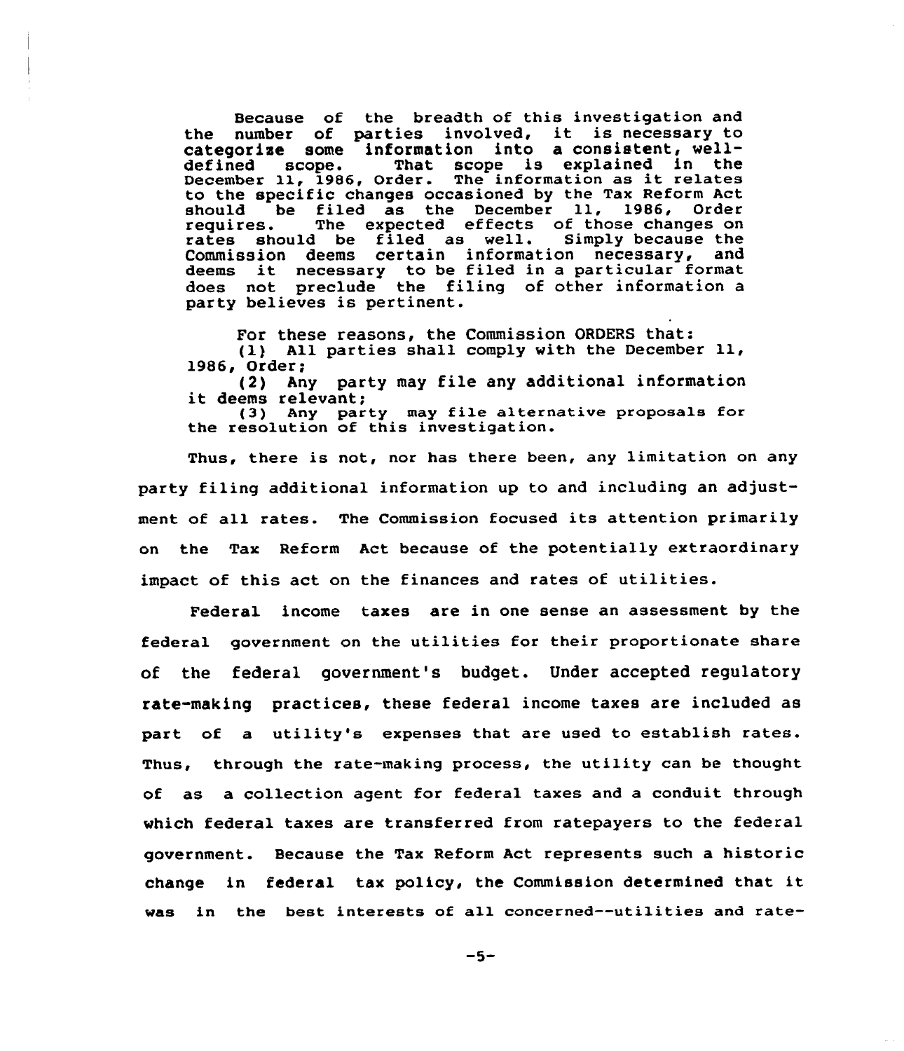> Because of the breadth of this investigation and the number of parties involved, it is necessary to categorize some information into a consistent, well-defined scope. That scope is explained in the December 11, 1986, Order. The information as it relates to the specific changes occasioned by the Tax Reform Act should be filed as the December 11, 1986, Order requires. The expected effects of those changes on rates should be filed as well. Simply because the Commission deems certain information necessary, and deems it necessary to be filed in a particular format does not preclude the filing of other information a party believes is pertinent.
>
> For these reasons, the Commission ORDERS that:
>
> (1) All parties shall comply with the December 11, 1986, Order;
>
> (2) Any party may file any additional information it deems relevant;
>
> (3) Any party may file alternative proposals for the resolution of this investigation.

Thus, there is not, nor has there been, any limitation on any party filing additional information up to and including an adjustment of all rates. The Commission focused its attention primarily on the Tax Reform Act because of the potentially extraordinary impact of this act on the finances and rates of utilities.

Federal income taxes are in one sense an assessment by the federal government on the utilities for their proportionate share of the federal government's budget. Under accepted regulatory rate-making practices, these federal income taxes are included as part of a utility's expenses that are used to establish rates. Thus, through the rate-making process, the utility can be thought of as a collection agent for federal taxes and a conduit through which federal taxes are transferred from ratepayers to the federal government. Because the Tax Reform Act represents such a historic change in federal tax policy, the Commission determined that it was in the best interests of all concerned--utilities and rate-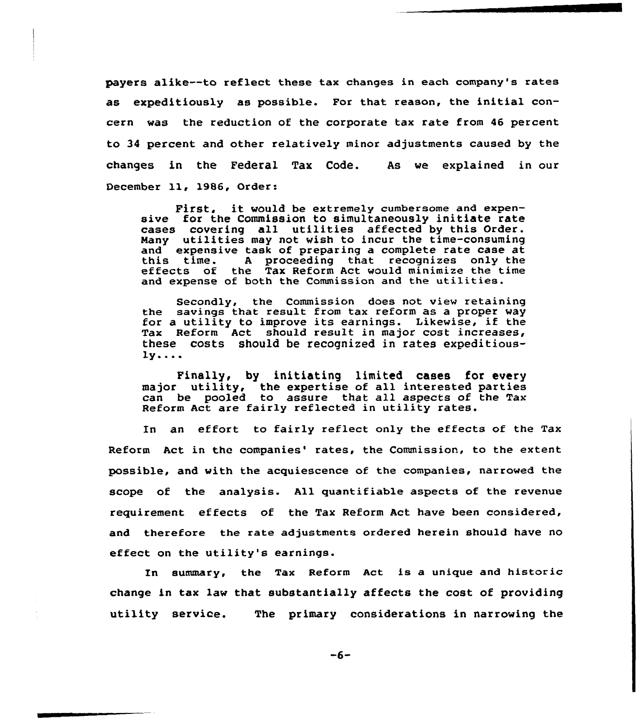payers alike--to reflect these tax changes in each company's rates as expeditiously as possible. For that reason, the initial concern was the reduction of the corporate tax rate from 46 percent to 34 percent and other relatively minor adjustments caused by the changes in the Federal Tax Code. As we explained in our December 11, 1986, Order:

> First, it would be extremely cumbersome and expensive for the Commission to simultaneously initiate rate cases covering all utilities affected by this Order. Many utilities may not wish to incur the time-consuming and expensive task of preparing a complete rate case at this time. A proceeding that recognizes only the effects of the Tax Reform Act would minimize the time and expense of both the Commission and the utilities.
>
> Secondly, the Commission does not view retaining the savings that result from tax reform as a proper way for a utility to improve its earnings. Likewise, if the Tax Reform Act should result in major cost increases, these costs should be recognized in rates expeditiously....
>
> Finally, by initiating limited cases for every major utility, the expertise of all interested parties can be pooled to assure that all aspects of the Tax Reform Act are fairly reflected in utility rates.

In an effort to fairly reflect only the effects of the Tax Reform Act in the companies' rates, the Commission, to the extent possible, and with the acquiescence of the companies, narrowed the scope of the analysis. All quantifiable aspects of the revenue requirement effects of the Tax Reform Act have been considered, and therefore the rate adjustments ordered herein should have no effect on the utility's earnings.

In summary, the Tax Reform Act is a unique and historic change in tax law that substantially affects the cost of providing utility service. The primary considerations in narrowing the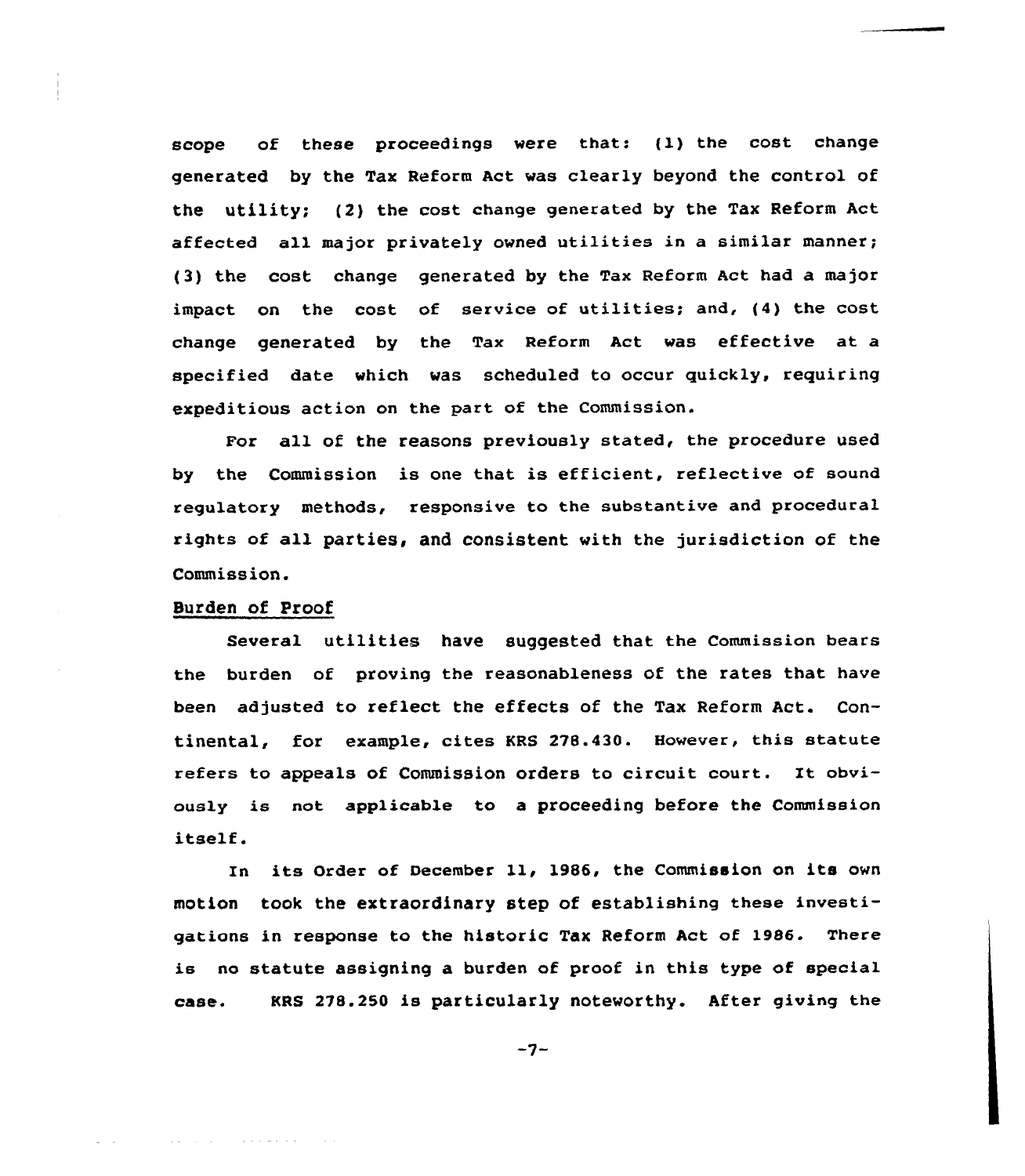scope of these proceedings were that: (1) the cost change generated by the Tax Reform Act was clearly beyond the control of the utility; (2) the cost change generated by the Tax Reform Act affected all major privately owned utilities in a similar manner; (3) the cost change generated by the Tax Reform Act had a major impact on the cost of service of utilities; and, (4) the cost change generated by the Tax Reform Act was effective at a specified date which was scheduled to occur quickly, requiring expeditious action on the part of the Commission.

For all of the reasons previously stated, the procedure used by the Commission is one that is efficient, reflective of sound regulatory methods, responsive to the substantive and procedural rights of all parties, and consistent with the jurisdiction of the Commission.

Burden of Proof

Several utilities have suggested that the Commission bears the burden of proving the reasonableness of the rates that have been adjusted to reflect the effects of the Tax Reform Act. Continental, for example, cites KRS 278.430. However, this statute refers to appeals of Commission orders to circuit court. It obviously is not applicable to a proceeding before the Commission itself.

In its Order of December 11, 1986, the Commission on its own motion took the extraordinary step of establishing these investigations in response to the historic Tax Reform Act of 1986. There is no statute assigning a burden of proof in this type of special case. KRS 278.250 is particularly noteworthy. After giving the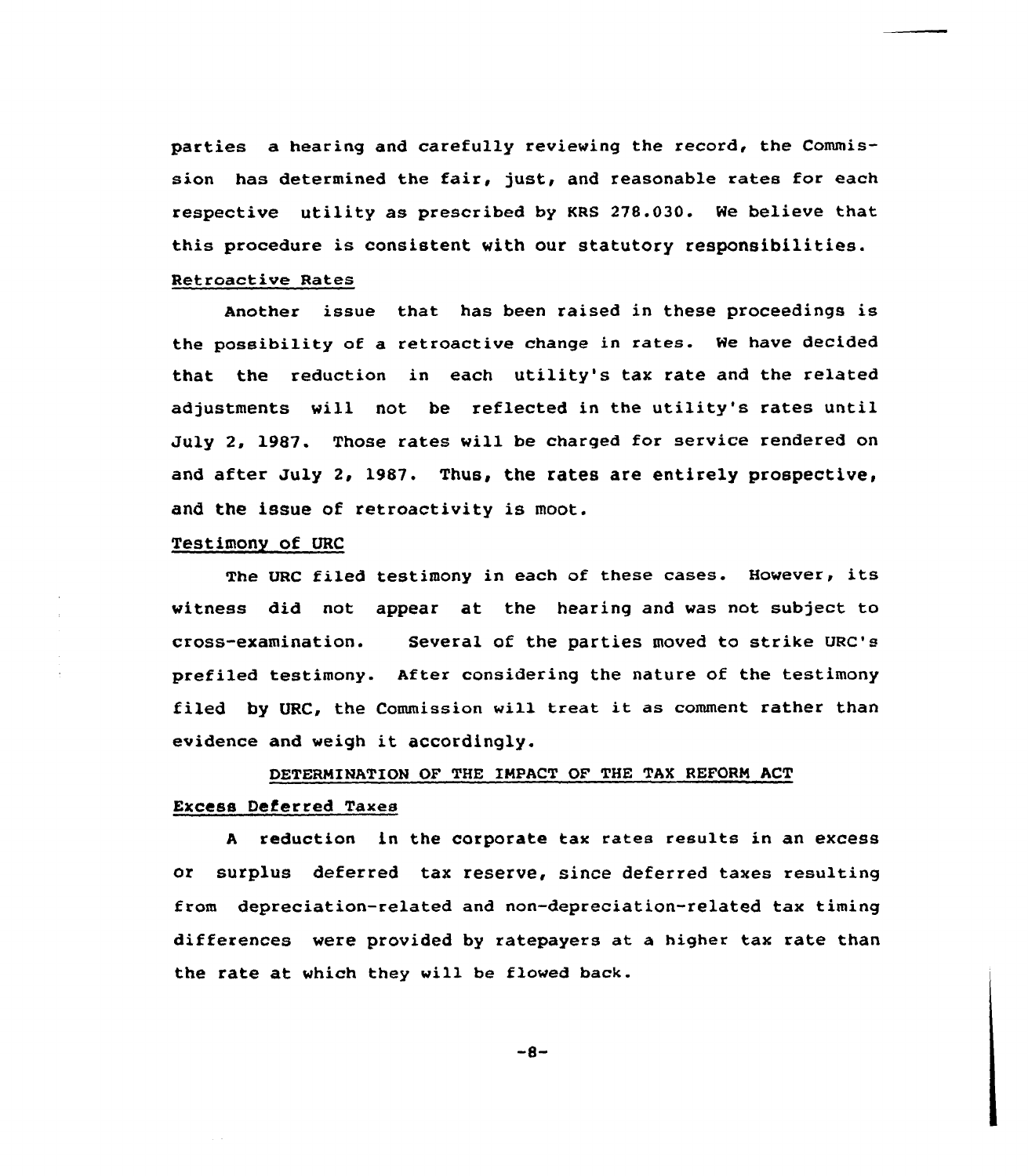parties a hearing and carefully reviewing the record, the Commission has determined the fair, just, and reasonable rates for each respective utility as prescribed by KRS 278.030. We believe that this procedure is consistent with our statutory responsibilities.

Retroactive Rates

Another issue that has been raised in these proceedings is the possibility of a retroactive change in rates. We have decided that the reduction in each utility's tax rate and the related adjustments will not be reflected in the utility's rates until July 2, 1987. Those rates will be charged for service rendered on and after July 2, 1987. Thus, the rates are entirely prospective, and the issue of retroactivity is moot.

Testimony of URC

The URC filed testimony in each of these cases. However, its witness did not appear at the hearing and was not subject to cross-examination. Several of the parties moved to strike URC's prefiled testimony. After considering the nature of the testimony filed by URC, the Commission will treat it as comment rather than evidence and weigh it accordingly.

## DETERMINATION OF THE IMPACT OF THE TAX REFORM ACT

Excess Deferred Taxes

A reduction in the corporate tax rates results in an excess or surplus deferred tax reserve, since deferred taxes resulting from depreciation-related and non-depreciation-related tax timing differences were provided by ratepayers at a higher tax rate than the rate at which they will be flowed back.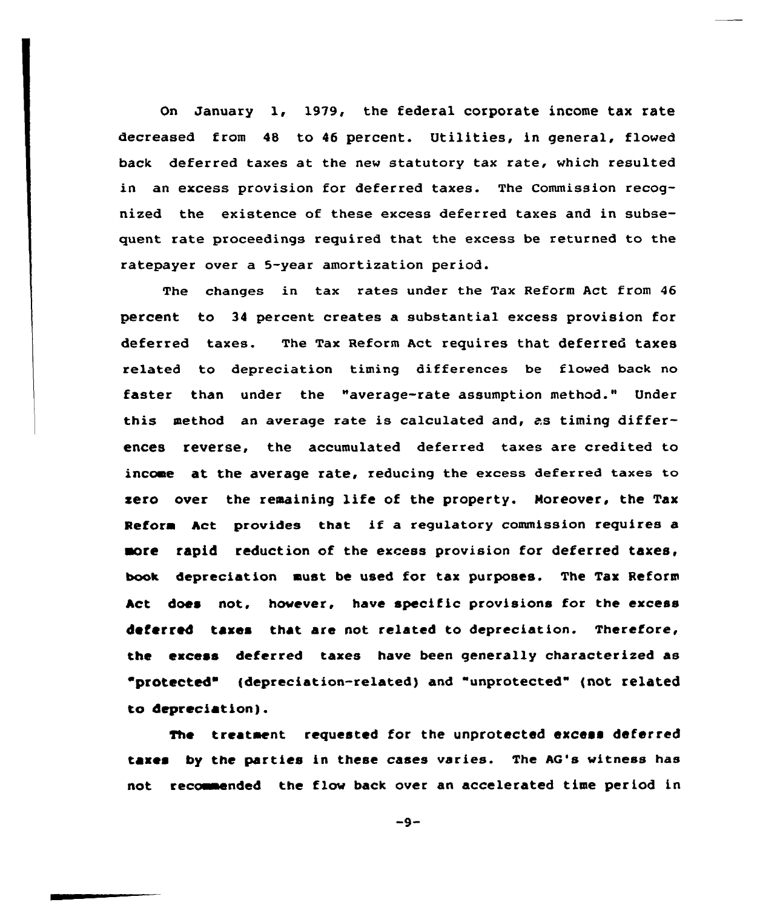On January 1, 1979, the federal corporate income tax rate decreased from 48 to 46 percent. Utilities, in general, flowed back deferred taxes at the new statutory tax rate, which resulted in an excess provision for deferred taxes. The Commission recognized the existence of these excess deferred taxes and in subsequent rate proceedings required that the excess be returned to the ratepayer over a 5-year amortization period.

The changes in tax rates under the Tax Reform Act from 46 percent to 34 percent creates a substantial excess provision for deferred taxes. The Tax Reform Act requires that deferred taxes related to depreciation timing differences be flowed back no faster than under the "average-rate assumption method." Under this method an average rate is calculated and, as timing differences reverse, the accumulated deferred taxes are credited to income at the average rate, reducing the excess deferred taxes to zero over the remaining life of the property. Moreover, the Tax Reform Act provides that if a regulatory commission requires a more rapid reduction of the excess provision for deferred taxes, book depreciation must be used for tax purposes. The Tax Reform Act does not, however, have specific provisions for the excess deferred taxes that are not related to depreciation. Therefore, the excess deferred taxes have been generally characterized as "protected" (depreciation-related) and "unprotected" (not related to depreciation).

The treatment requested for the unprotected excess deferred taxes by the parties in these cases varies. The AG's witness has not recommended the flow back over an accelerated time period in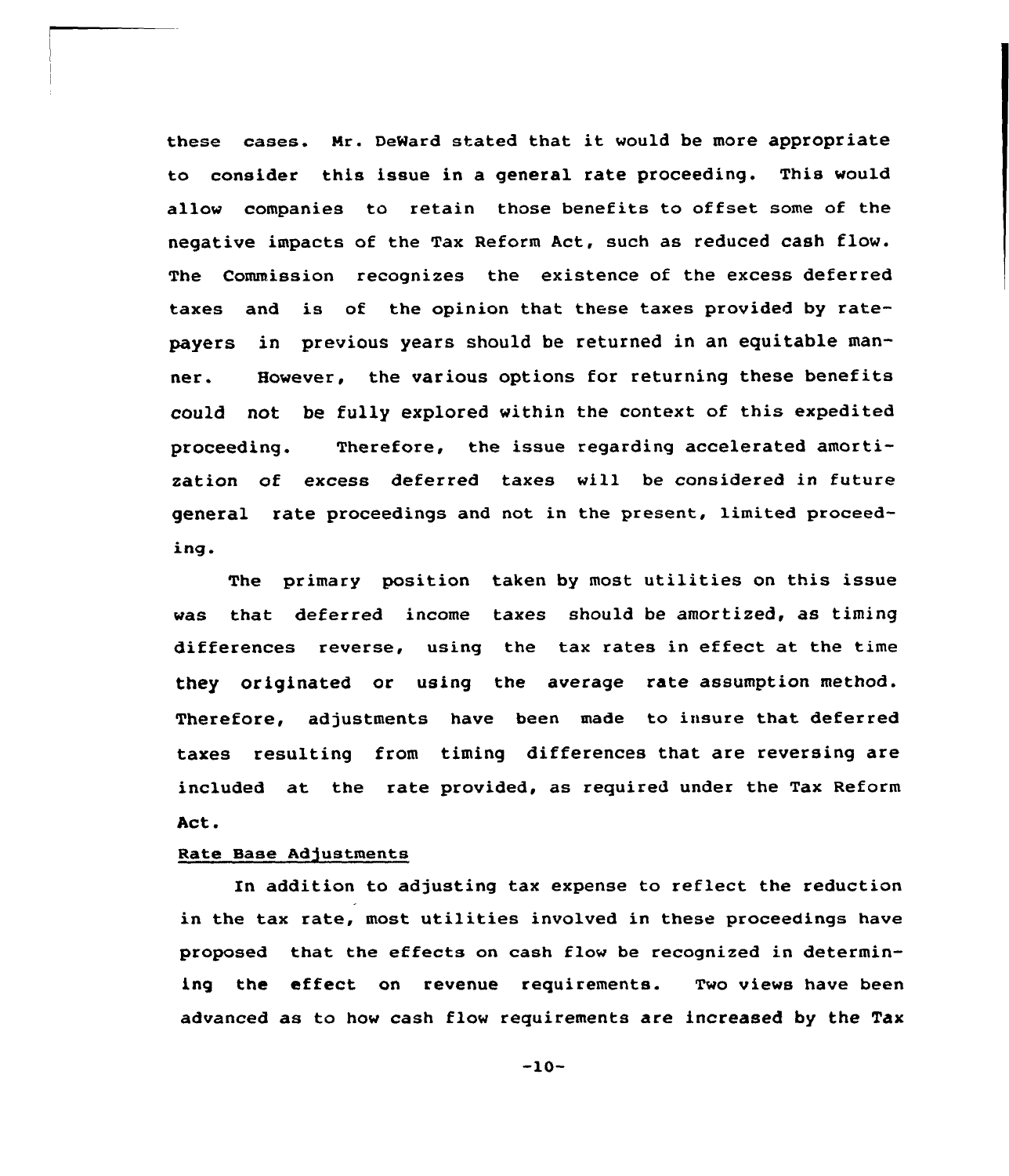these cases. Mr. DeWard stated that it would be more appropriate to consider this issue in a general rate proceeding. This would allow companies to retain those benefits to offset some of the negative impacts of the Tax Reform Act, such as reduced cash flow. The Commission recognizes the existence of the excess deferred taxes and is of the opinion that these taxes provided by ratepayers in previous years should be returned in an equitable manner. However, the various options for returning these benefits could not be fully explored within the context of this expedited proceeding. Therefore, the issue regarding accelerated amortization of excess deferred taxes will be considered in future general rate proceedings and not in the present, limited proceeding.

The primary position taken by most utilities on this issue was that deferred income taxes should be amortized, as timing differences reverse, using the tax rates in effect at the time they originated or using the average rate assumption method. Therefore, adjustments have been made to insure that deferred taxes resulting from timing differences that are reversing are included at the rate provided, as required under the Tax Reform Act.

Rate Base Adjustments

In addition to adjusting tax expense to reflect the reduction in the tax rate, most utilities involved in these proceedings have proposed that the effects on cash flow be recognized in determining the effect on revenue requirements. Two views have been advanced as to how cash flow requirements are increased by the Tax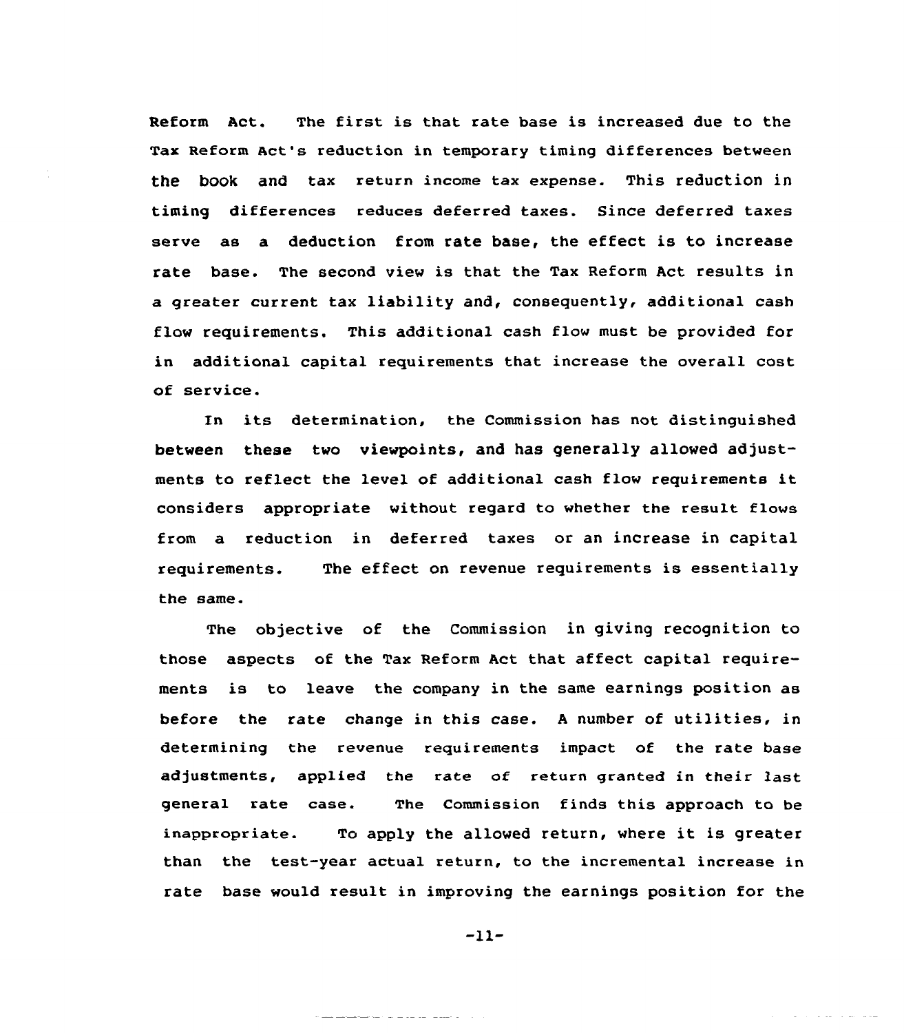Reform Act. The first is that rate base is increased due to the Tax Reform Act's reduction in temporary timing differences between the book and tax return income tax expense. This reduction in timing differences reduces deferred taxes. Since deferred taxes serve as a deduction from rate base, the effect is to increase rate base. The second view is that the Tax Reform Act results in a greater current tax liability and, consequently, additional cash flow requirements. This additional cash flow must be provided for in additional capital requirements that increase the overall cost of service.

In its determination, the Commission has not distinguished between these two viewpoints, and has generally allowed adjustments to reflect the level of additional cash flow requirements it considers appropriate without regard to whether the result flows from a reduction in deferred taxes or an increase in capital requirements. The effect on revenue requirements is essentially the same.

The objective of the Commission in giving recognition to those aspects of the Tax Reform Act that affect capital requirements is to leave the company in the same earnings position as before the rate change in this case. A number of utilities, in determining the revenue requirements impact of the rate base adjustments, applied the rate of return granted in their last general rate case. The Commission finds this approach to be inappropriate. To apply the allowed return, where it is greater than the test-year actual return, to the incremental increase in rate base would result in improving the earnings position for the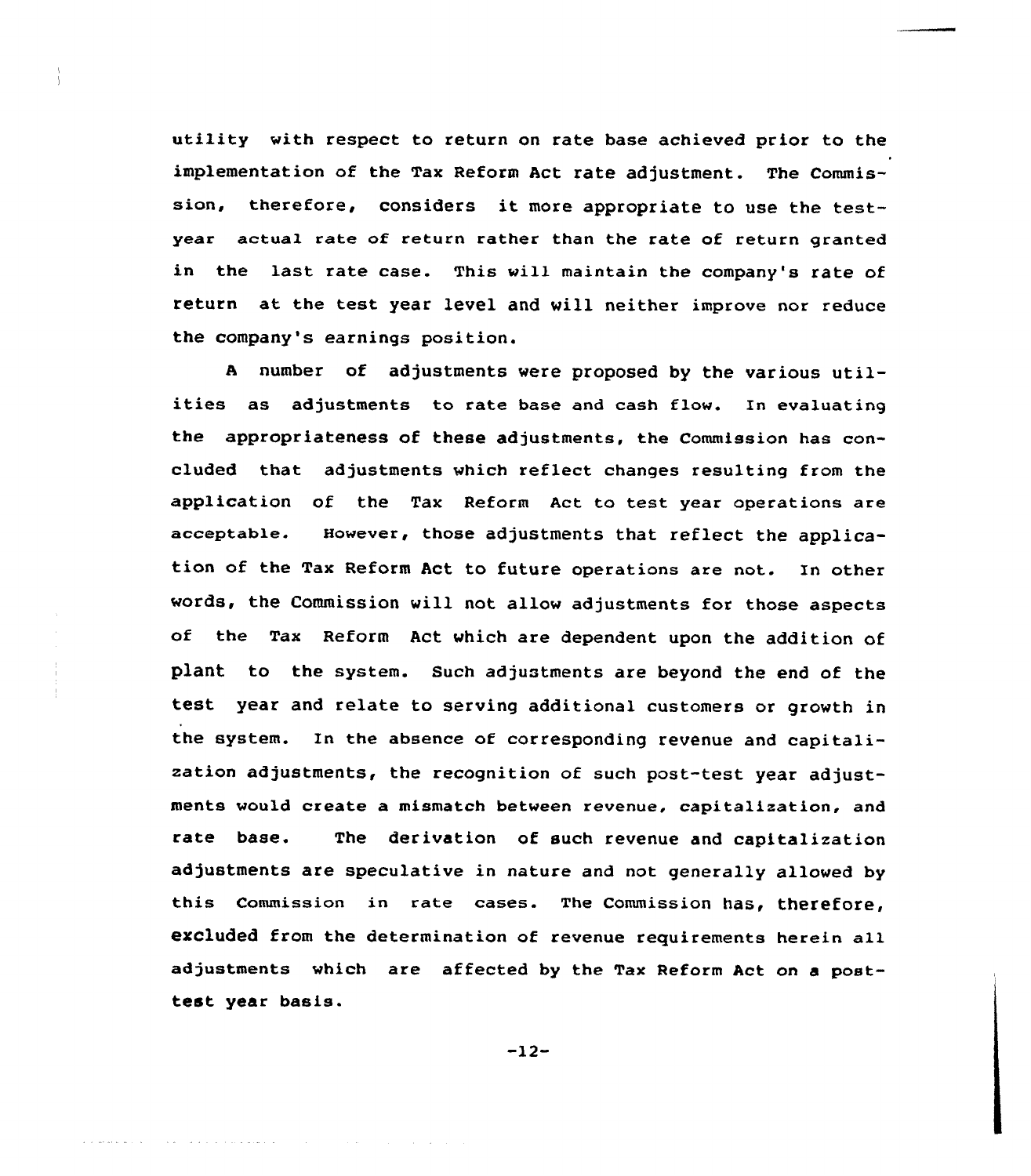utility with respect to return on rate base achieved prior to the implementation of the Tax Reform Act rate adjustment. The Commission, therefore, considers it more appropriate to use the test-year actual rate of return rather than the rate of return granted in the last rate case. This will maintain the company's rate of return at the test year level and will neither improve nor reduce the company's earnings position.

A number of adjustments were proposed by the various utilities as adjustments to rate base and cash flow. In evaluating the appropriateness of these adjustments, the Commission has concluded that adjustments which reflect changes resulting from the application of the Tax Reform Act to test year operations are acceptable. However, those adjustments that reflect the application of the Tax Reform Act to future operations are not. In other words, the Commission will not allow adjustments for those aspects of the Tax Reform Act which are dependent upon the addition of plant to the system. Such adjustments are beyond the end of the test year and relate to serving additional customers or growth in the system. In the absence of corresponding revenue and capitalization adjustments, the recognition of such post-test year adjustments would create a mismatch between revenue, capitalization, and rate base. The derivation of such revenue and capitalization adjustments are speculative in nature and not generally allowed by this Commission in rate cases. The Commission has, therefore, excluded from the determination of revenue requirements herein all adjustments which are affected by the Tax Reform Act on a post-test year basis.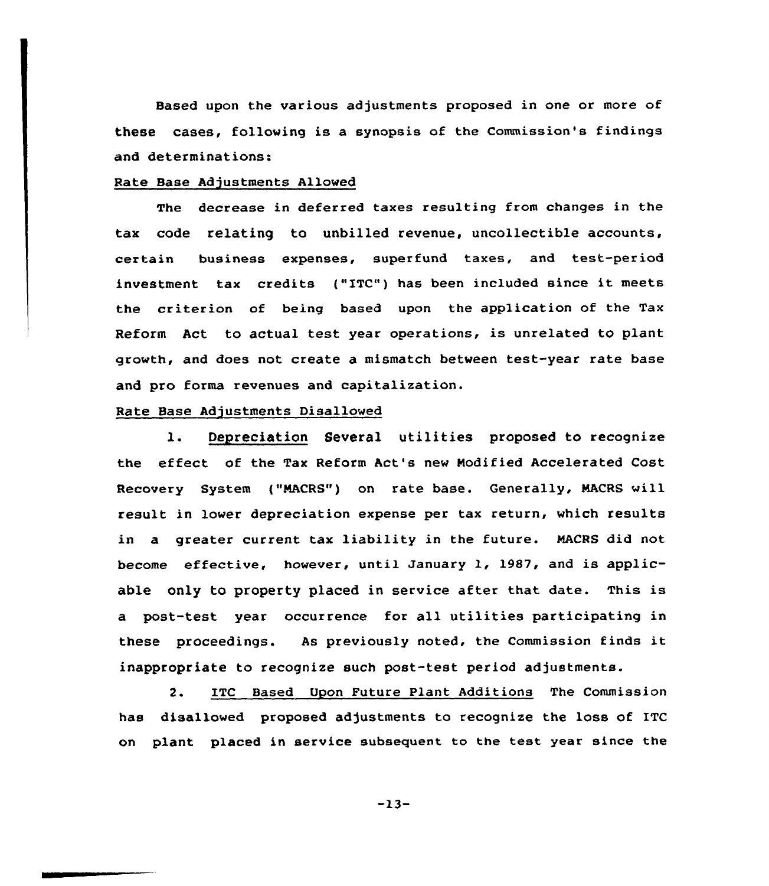Based upon the various adjustments proposed in one or more of these cases, following is a synopsis of the Commission's findings and determinations:

Rate Base Adjustments Allowed

The decrease in deferred taxes resulting from changes in the tax code relating to unbilled revenue, uncollectible accounts, certain business expenses, superfund taxes, and test-period investment tax credits ("ITC") has been included since it meets the criterion of being based upon the application of the Tax Reform Act to actual test year operations, is unrelated to plant growth, and does not create a mismatch between test-year rate base and pro forma revenues and capitalization.

Rate Base Adjustments Disallowed

1. Depreciation Several utilities proposed to recognize the effect of the Tax Reform Act's new Modified Accelerated Cost Recovery System ("MACRS") on rate base. Generally, MACRS will result in lower depreciation expense per tax return, which results in a greater current tax liability in the future. MACRS did not become effective, however, until January 1, 1987, and is applicable only to property placed in service after that date. This is a post-test year occurrence for all utilities participating in these proceedings. As previously noted, the Commission finds it inappropriate to recognize such post-test period adjustments.

2. ITC Based Upon Future Plant Additions The Commission has disallowed proposed adjustments to recognize the loss of ITC on plant placed in service subsequent to the test year since the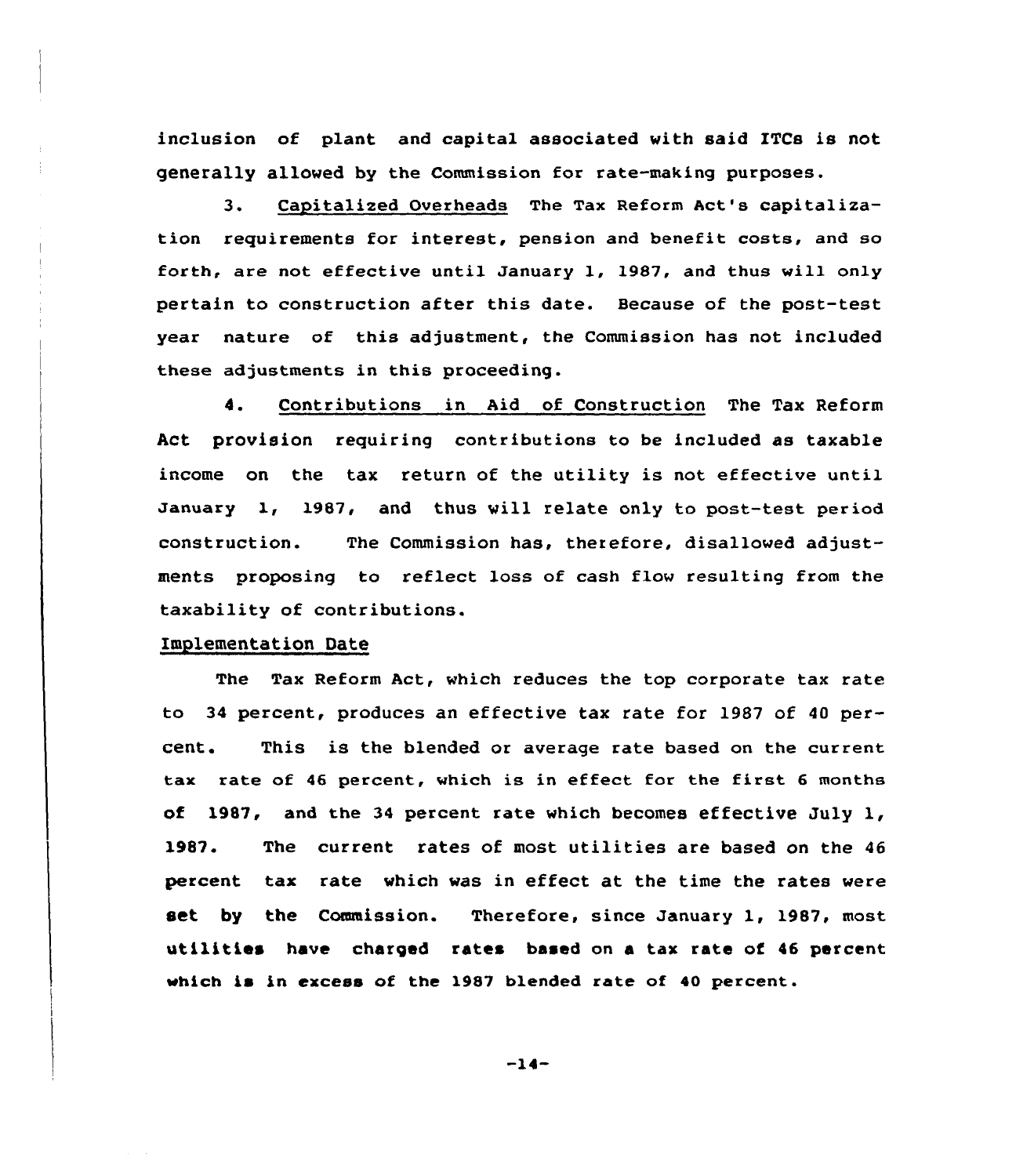inclusion of plant and capital associated with said ITCs is not generally allowed by the Commission for rate-making purposes.

3. Capitalized Overheads The Tax Reform Act's capitalization requirements for interest, pension and benefit costs, and so forth, are not effective until January 1, 1987, and thus will only pertain to construction after this date. Because of the post-test year nature of this adjustment, the Commission has not included these adjustments in this proceeding.

4. Contributions in Aid of Construction The Tax Reform Act provision requiring contributions to be included as taxable income on the tax return of the utility is not effective until January 1, 1987, and thus will relate only to post-test period construction. The Commission has, therefore, disallowed adjustments proposing to reflect loss of cash flow resulting from the taxability of contributions.

Implementation Date

The Tax Reform Act, which reduces the top corporate tax rate to 34 percent, produces an effective tax rate for 1987 of 40 percent. This is the blended or average rate based on the current tax rate of 46 percent, which is in effect for the first 6 months of 1987, and the 34 percent rate which becomes effective July 1, 1987. The current rates of most utilities are based on the 46 percent tax rate which was in effect at the time the rates were set by the Commission. Therefore, since January 1, 1987, most utilities have charged rates based on a tax rate of 46 percent which is in excess of the 1987 blended rate of 40 percent.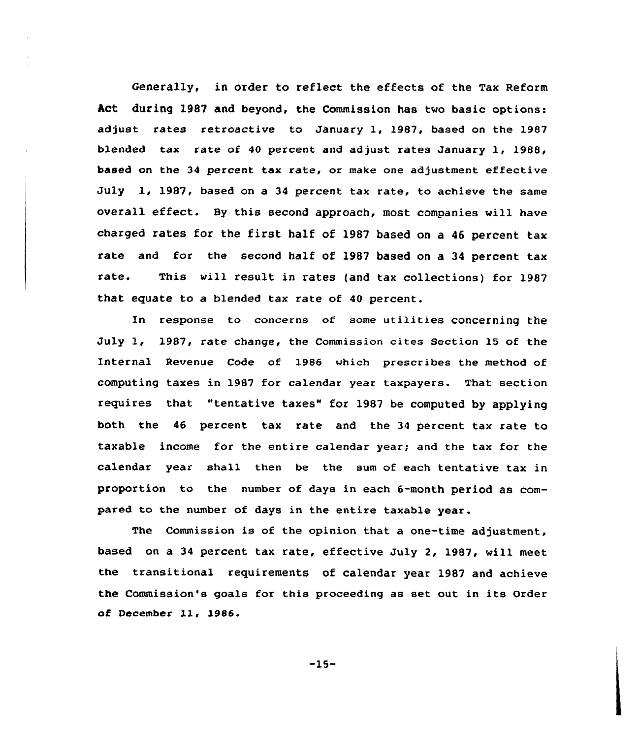Generally, in order to reflect the effects of the Tax Reform Act during 1987 and beyond, the Commission has two basic options: adjust rates retroactive to January 1, 1987, based on the 1987 blended tax rate of 40 percent and adjust rates January 1, 1988, based on the 34 percent tax rate, or make one adjustment effective July 1, 1987, based on a 34 percent tax rate, to achieve the same overall effect. By this second approach, most companies will have charged rates for the first half of 1987 based on a 46 percent tax rate and for the second half of 1987 based on a 34 percent tax rate. This will result in rates (and tax collections) for 1987 that equate to a blended tax rate of 40 percent.

In response to concerns of some utilities concerning the July 1, 1987, rate change, the Commission cites Section 15 of the Internal Revenue Code of 1986 which prescribes the method of computing taxes in 1987 for calendar year taxpayers. That section requires that "tentative taxes" for 1987 be computed by applying both the 46 percent tax rate and the 34 percent tax rate to taxable income for the entire calendar year; and the tax for the calendar year shall then be the sum of each tentative tax in proportion to the number of days in each 6-month period as compared to the number of days in the entire taxable year.

The Commission is of the opinion that a one-time adjustment, based on a 34 percent tax rate, effective July 2, 1987, will meet the transitional requirements of calendar year 1987 and achieve the Commission's goals for this proceeding as set out in its Order of December 11, 1986.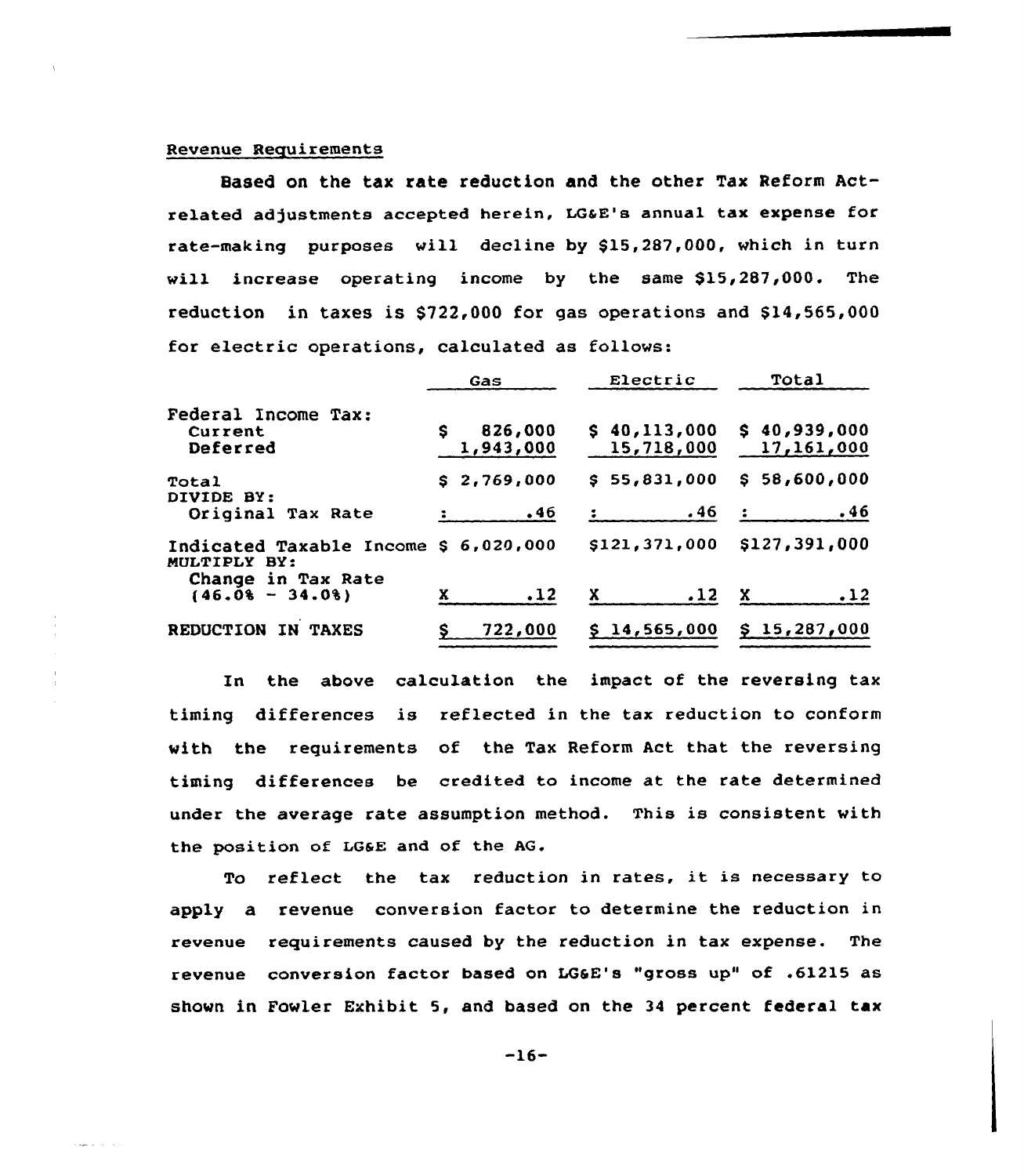Revenue Requirements

Based on the tax rate reduction and the other Tax Reform Act-related adjustments accepted herein, LG&E's annual tax expense for rate-making purposes will decline by \$15,287,000, which in turn will increase operating income by the same \$15,287,000. The reduction in taxes is \$722,000 for gas operations and \$14,565,000 for electric operations, calculated as follows:

| | Gas | Electric | Total |
|---|---|---|---|
| Federal Income Tax: | | | |
| Current | \$ 826,000 | \$ 40,113,000 | \$ 40,939,000 |
| Deferred | 1,943,000 | 15,718,000 | 17,161,000 |
| Total | \$ 2,769,000 | \$ 55,831,000 | \$ 58,600,000 |
| DIVIDE BY: | | | |
| Original Tax Rate | : .46 | : .46 | : .46 |
| Indicated Taxable Income | \$ 6,020,000 | \$121,371,000 | \$127,391,000 |
| MULTIPLY BY: | | | |
| Change in Tax Rate (46.0% - 34.0%) | X .12 | X .12 | X .12 |
| REDUCTION IN TAXES | \$ 722,000 | \$ 14,565,000 | \$ 15,287,000 |

In the above calculation the impact of the reversing tax timing differences is reflected in the tax reduction to conform with the requirements of the Tax Reform Act that the reversing timing differences be credited to income at the rate determined under the average rate assumption method. This is consistent with the position of LG&E and of the AG.

To reflect the tax reduction in rates, it is necessary to apply a revenue conversion factor to determine the reduction in revenue requirements caused by the reduction in tax expense. The revenue conversion factor based on LG&E's "gross up" of .61215 as shown in Fowler Exhibit 5, and based on the 34 percent federal tax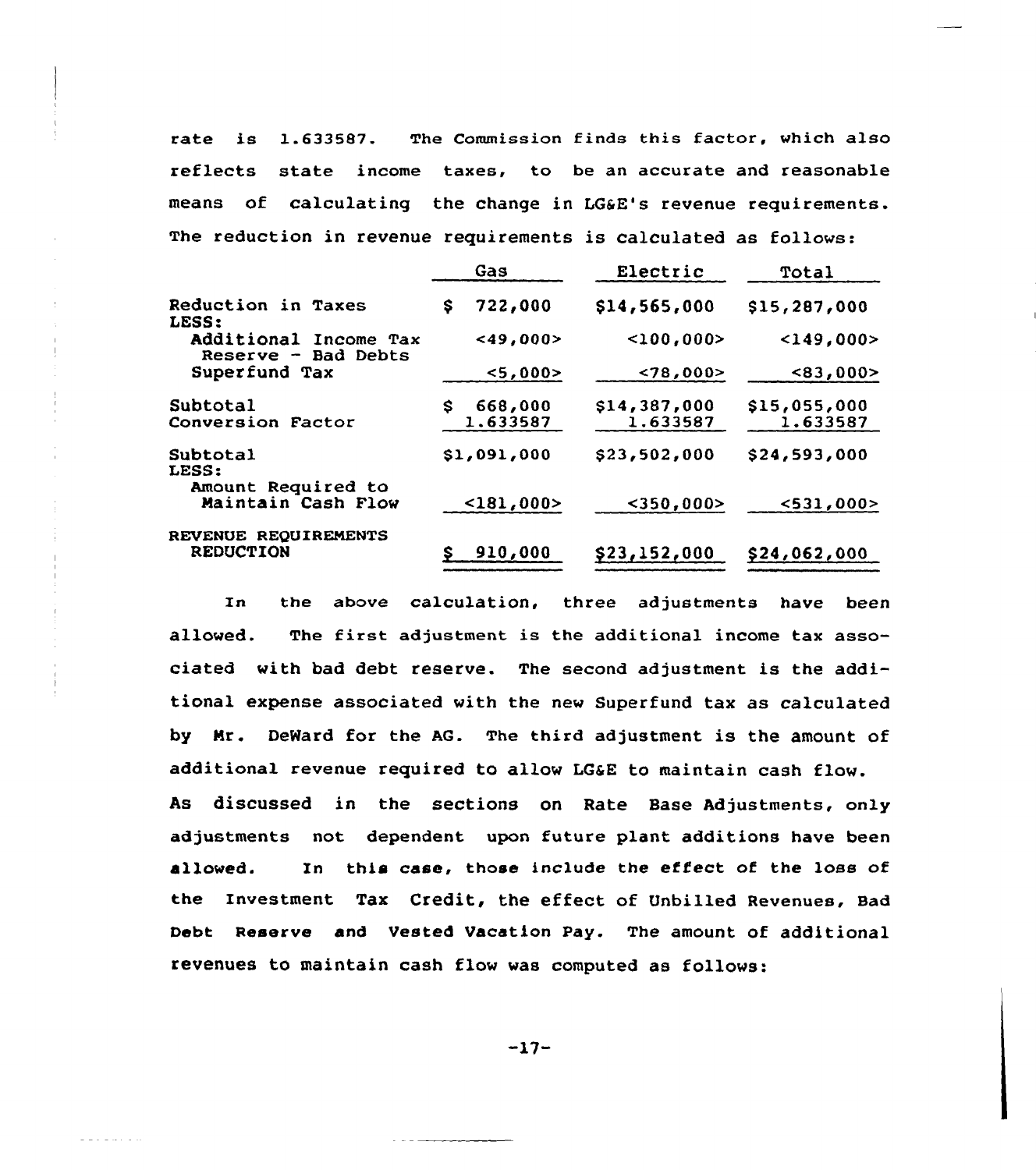rate is 1.633587. The Commission finds this factor, which also reflects state income taxes, to be an accurate and reasonable means of calculating the change in LG&E's revenue requirements. The reduction in revenue requirements is calculated as follows:

| | Gas | Electric | Total |
|---|---|---|---|
| Reduction in Taxes | $ 722,000 | $14,565,000 | $15,287,000 |
| LESS: | | | |
| Additional Income Tax Reserve - Bad Debts | <49,000> | <100,000> | <149,000> |
| Superfund Tax | <5,000> | <78,000> | <83,000> |
| Subtotal | $ 668,000 | $14,387,000 | $15,055,000 |
| Conversion Factor | 1.633587 | 1.633587 | 1.633587 |
| Subtotal | $1,091,000 | $23,502,000 | $24,593,000 |
| LESS: | | | |
| Amount Required to Maintain Cash Flow | <181,000> | <350,000> | <531,000> |
| REVENUE REQUIREMENTS REDUCTION | $ 910,000 | $23,152,000 | $24,062,000 |

In the above calculation, three adjustments have been allowed. The first adjustment is the additional income tax associated with bad debt reserve. The second adjustment is the additional expense associated with the new Superfund tax as calculated by Mr. DeWard for the AG. The third adjustment is the amount of additional revenue required to allow LG&E to maintain cash flow. As discussed in the sections on Rate Base Adjustments, only adjustments not dependent upon future plant additions have been allowed. In this case, those include the effect of the loss of the Investment Tax Credit, the effect of Unbilled Revenues, Bad Debt Reserve and Vested Vacation Pay. The amount of additional revenues to maintain cash flow was computed as follows: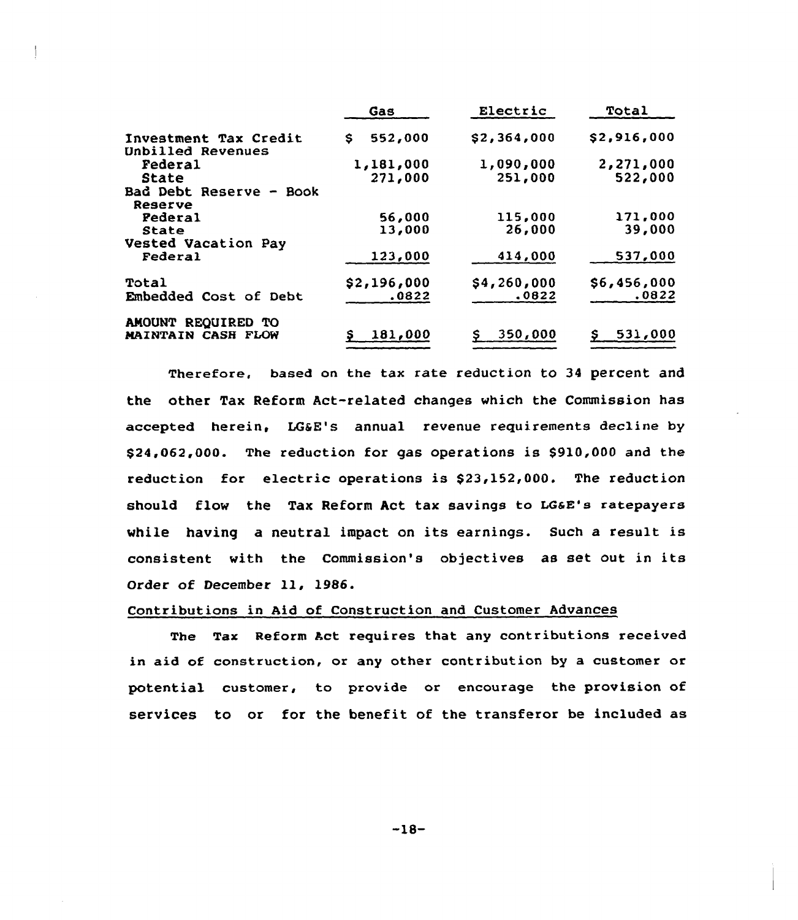| | Gas | Electric | Total |
|---|---|---|---|
| Investment Tax Credit | $ 552,000 | $2,364,000 | $2,916,000 |
| Unbilled Revenues | | | |
| Federal | 1,181,000 | 1,090,000 | 2,271,000 |
| State | 271,000 | 251,000 | 522,000 |
| Bad Debt Reserve - Book Reserve | | | |
| Federal | 56,000 | 115,000 | 171,000 |
| State | 13,000 | 26,000 | 39,000 |
| Vested Vacation Pay | | | |
| Federal | 123,000 | 414,000 | 537,000 |
| Total | $2,196,000 | $4,260,000 | $6,456,000 |
| Embedded Cost of Debt | .0822 | .0822 | .0822 |
| AMOUNT REQUIRED TO MAINTAIN CASH FLOW | $ 181,000 | $ 350,000 | $ 531,000 |

Therefore, based on the tax rate reduction to 34 percent and the other Tax Reform Act-related changes which the Commission has accepted herein, LG&E's annual revenue requirements decline by $24,062,000. The reduction for gas operations is $910,000 and the reduction for electric operations is $23,152,000. The reduction should flow the Tax Reform Act tax savings to LG&E's ratepayers while having a neutral impact on its earnings. Such a result is consistent with the Commission's objectives as set out in its Order of December 11, 1986.

Contributions in Aid of Construction and Customer Advances

The Tax Reform Act requires that any contributions received in aid of construction, or any other contribution by a customer or potential customer, to provide or encourage the provision of services to or for the benefit of the transferor be included as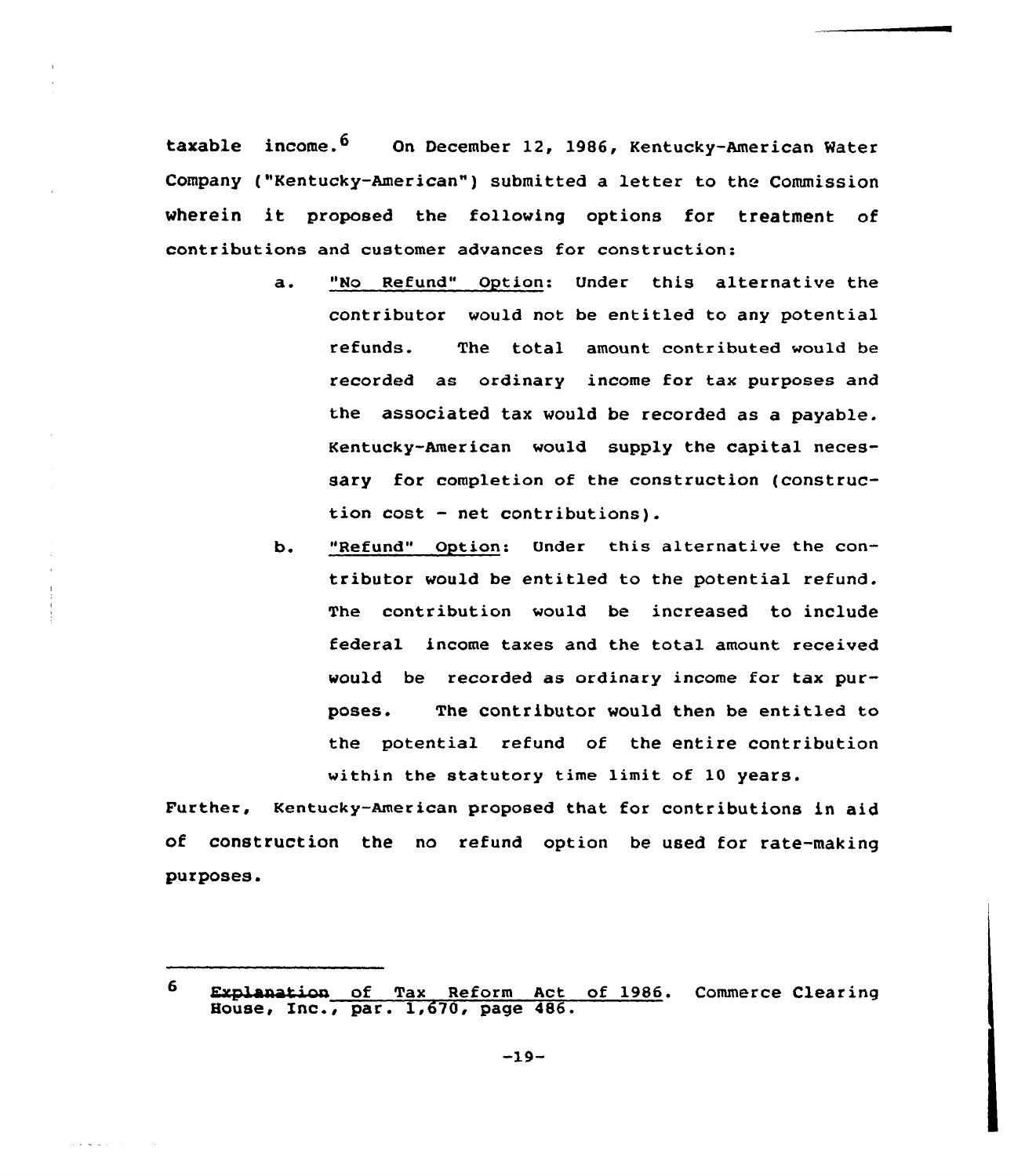taxable income.[6] On December 12, 1986, Kentucky-American Water Company ("Kentucky-American") submitted a letter to the Commission wherein it proposed the following options for treatment of contributions and customer advances for construction:

a. "No Refund" Option: Under this alternative the contributor would not be entitled to any potential refunds. The total amount contributed would be recorded as ordinary income for tax purposes and the associated tax would be recorded as a payable. Kentucky-American would supply the capital necessary for completion of the construction (construction cost - net contributions).

b. "Refund" Option: Under this alternative the contributor would be entitled to the potential refund. The contribution would be increased to include federal income taxes and the total amount received would be recorded as ordinary income for tax purposes. The contributor would then be entitled to the potential refund of the entire contribution within the statutory time limit of 10 years.

Further, Kentucky-American proposed that for contributions in aid of construction the no refund option be used for rate-making purposes.

---

[6] Explanation of Tax Reform Act of 1986. Commerce Clearing House, Inc., par. 1,670, page 486.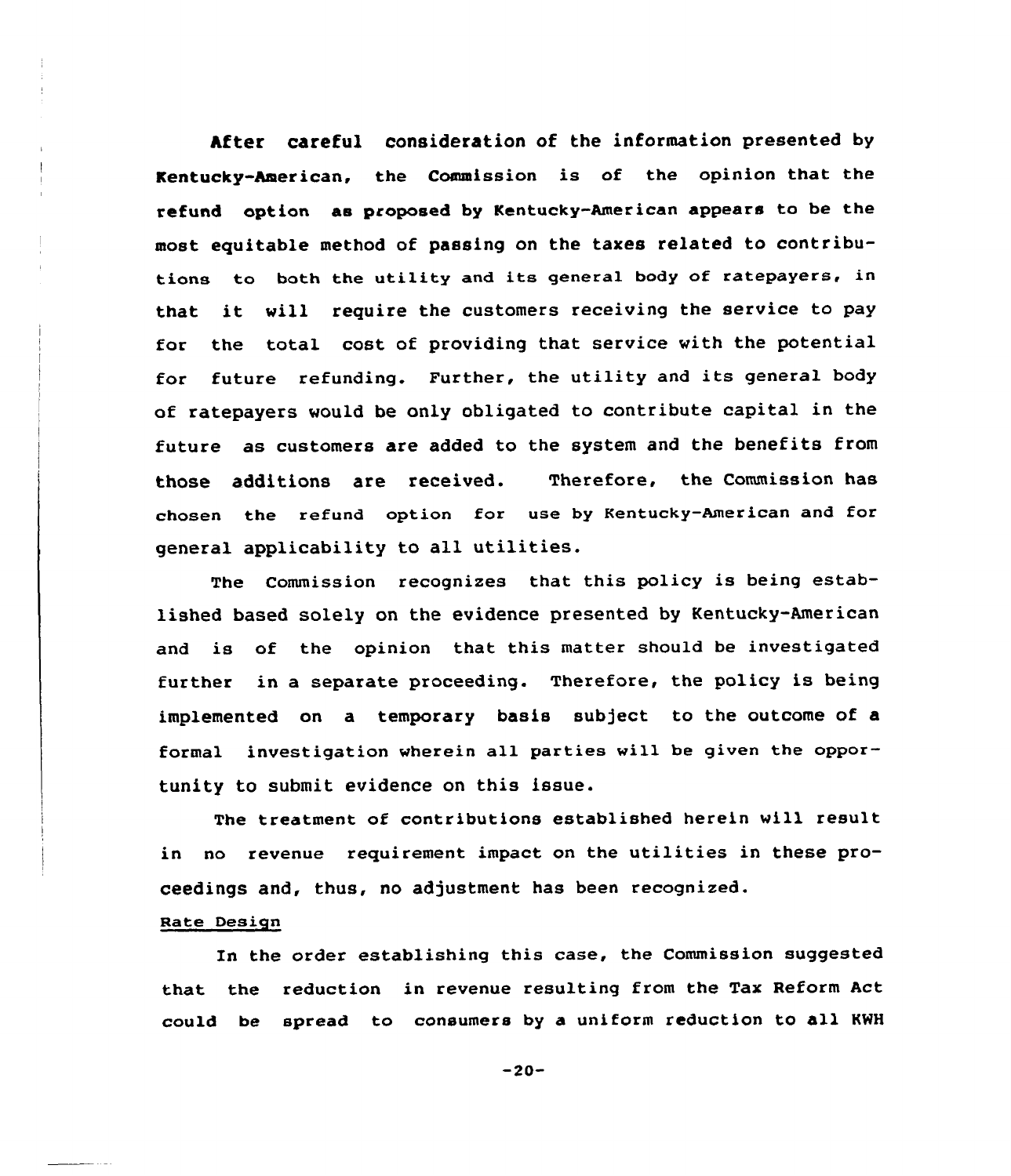After careful consideration of the information presented by Kentucky-American, the Commission is of the opinion that the refund option as proposed by Kentucky-American appears to be the most equitable method of passing on the taxes related to contributions to both the utility and its general body of ratepayers, in that it will require the customers receiving the service to pay for the total cost of providing that service with the potential for future refunding. Further, the utility and its general body of ratepayers would be only obligated to contribute capital in the future as customers are added to the system and the benefits from those additions are received. Therefore, the Commission has chosen the refund option for use by Kentucky-American and for general applicability to all utilities.

The Commission recognizes that this policy is being established based solely on the evidence presented by Kentucky-American and is of the opinion that this matter should be investigated further in a separate proceeding. Therefore, the policy is being implemented on a temporary basis subject to the outcome of a formal investigation wherein all parties will be given the opportunity to submit evidence on this issue.

The treatment of contributions established herein will result in no revenue requirement impact on the utilities in these proceedings and, thus, no adjustment has been recognized.

Rate Design

In the order establishing this case, the Commission suggested that the reduction in revenue resulting from the Tax Reform Act could be spread to consumers by a uniform reduction to all KWH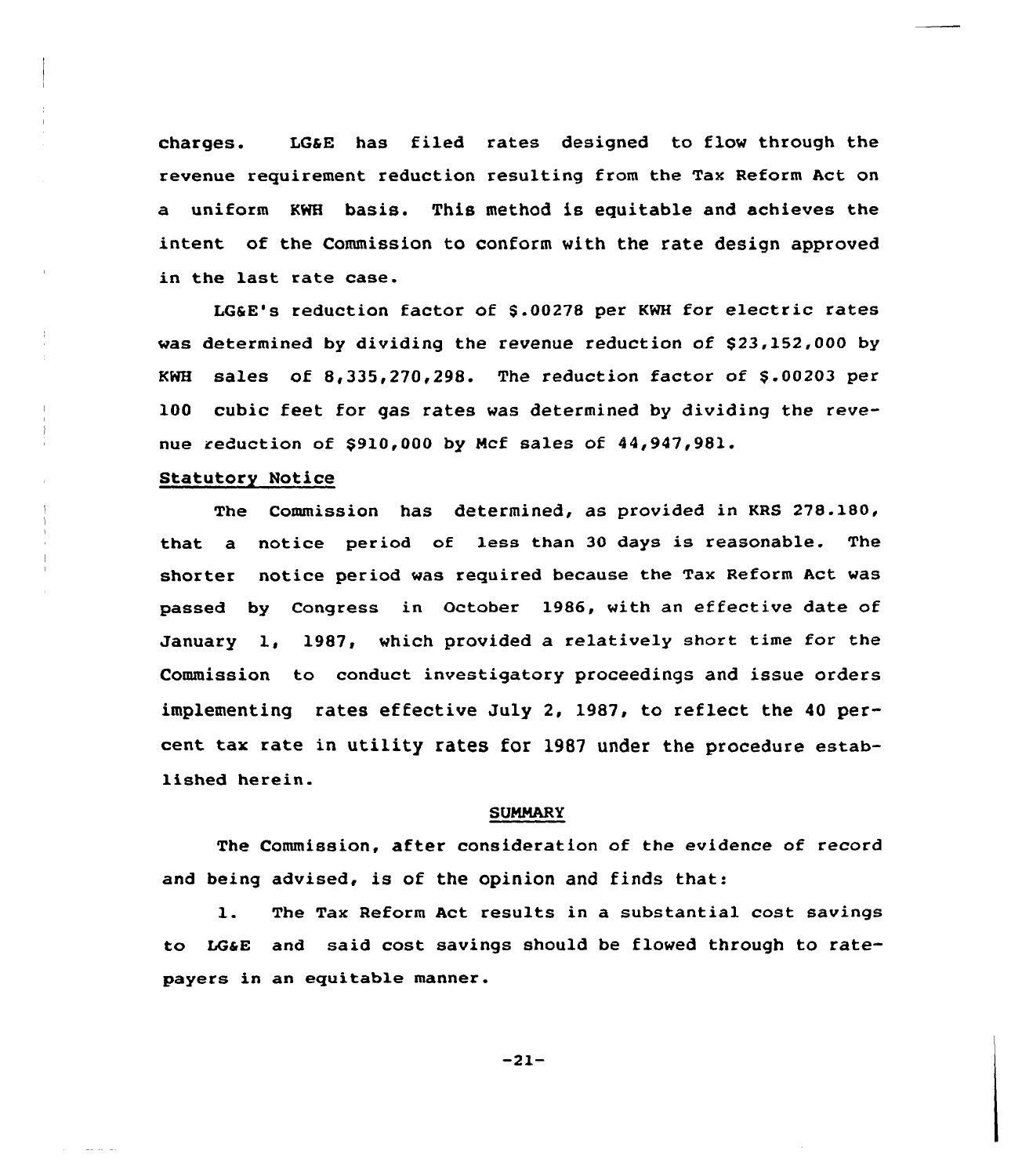charges. LG&E has filed rates designed to flow through the revenue requirement reduction resulting from the Tax Reform Act on a uniform KWH basis. This method is equitable and achieves the intent of the Commission to conform with the rate design approved in the last rate case.

LG&E's reduction factor of $.00278 per KWH for electric rates was determined by dividing the revenue reduction of $23,152,000 by KWH sales of 8,335,270,298. The reduction factor of $.00203 per 100 cubic feet for gas rates was determined by dividing the revenue reduction of $910,000 by Mcf sales of 44,947,981.

## Statutory Notice

The Commission has determined, as provided in KRS 278.180, that a notice period of less than 30 days is reasonable. The shorter notice period was required because the Tax Reform Act was passed by Congress in October 1986, with an effective date of January 1, 1987, which provided a relatively short time for the Commission to conduct investigatory proceedings and issue orders implementing rates effective July 2, 1987, to reflect the 40 percent tax rate in utility rates for 1987 under the procedure established herein.

## SUMMARY

The Commission, after consideration of the evidence of record and being advised, is of the opinion and finds that:

1. The Tax Reform Act results in a substantial cost savings to LG&E and said cost savings should be flowed through to ratepayers in an equitable manner.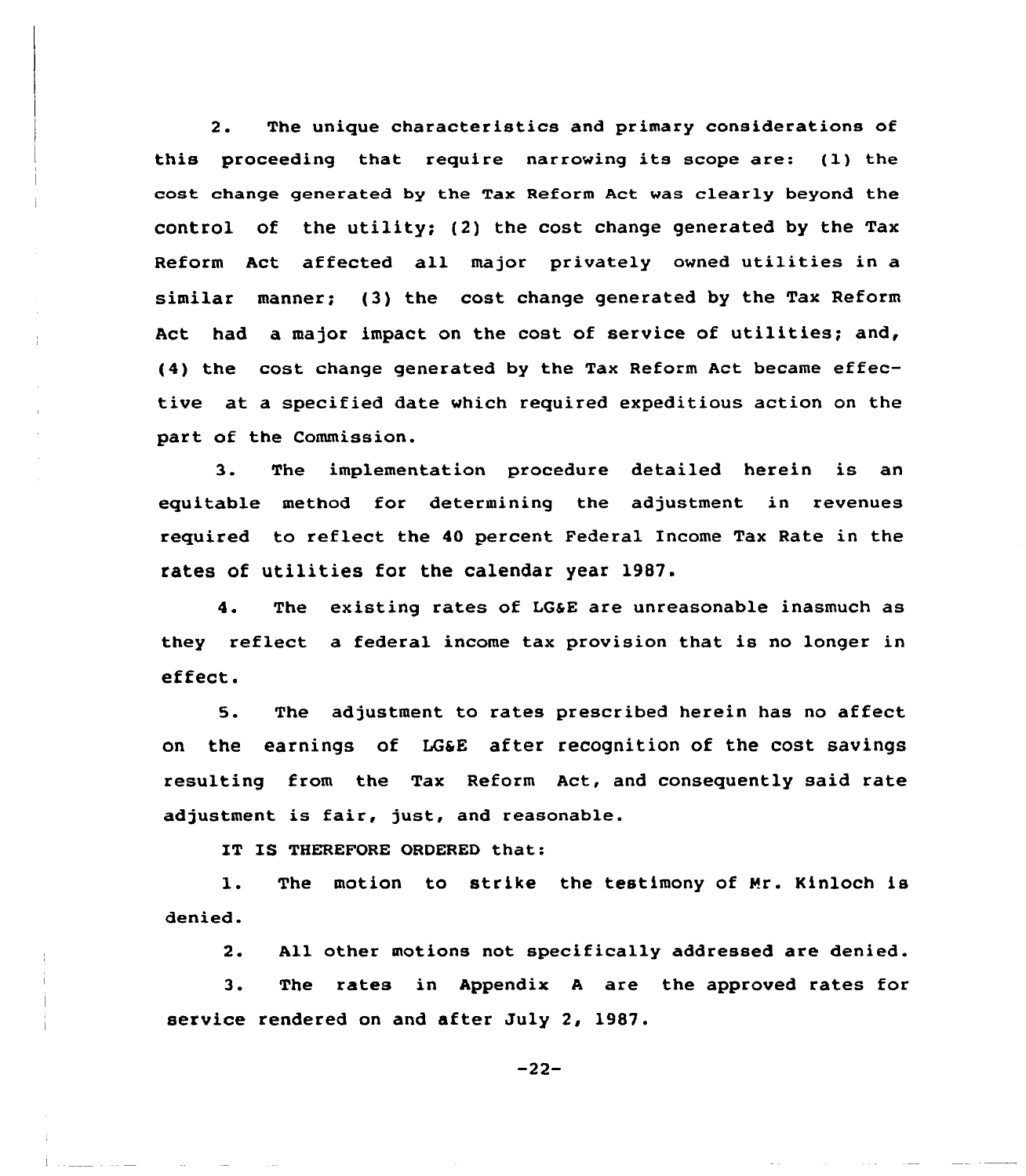2. The unique characteristics and primary considerations of this proceeding that require narrowing its scope are: (1) the cost change generated by the Tax Reform Act was clearly beyond the control of the utility; (2) the cost change generated by the Tax Reform Act affected all major privately owned utilities in a similar manner; (3) the cost change generated by the Tax Reform Act had a major impact on the cost of service of utilities; and, (4) the cost change generated by the Tax Reform Act became effective at a specified date which required expeditious action on the part of the Commission.

3. The implementation procedure detailed herein is an equitable method for determining the adjustment in revenues required to reflect the 40 percent Federal Income Tax Rate in the rates of utilities for the calendar year 1987.

4. The existing rates of LG&E are unreasonable inasmuch as they reflect a federal income tax provision that is no longer in effect.

5. The adjustment to rates prescribed herein has no affect on the earnings of LG&E after recognition of the cost savings resulting from the Tax Reform Act, and consequently said rate adjustment is fair, just, and reasonable.

IT IS THEREFORE ORDERED that:

1. The motion to strike the testimony of Mr. Kinloch is denied.

2. All other motions not specifically addressed are denied.

3. The rates in Appendix A are the approved rates for service rendered on and after July 2, 1987.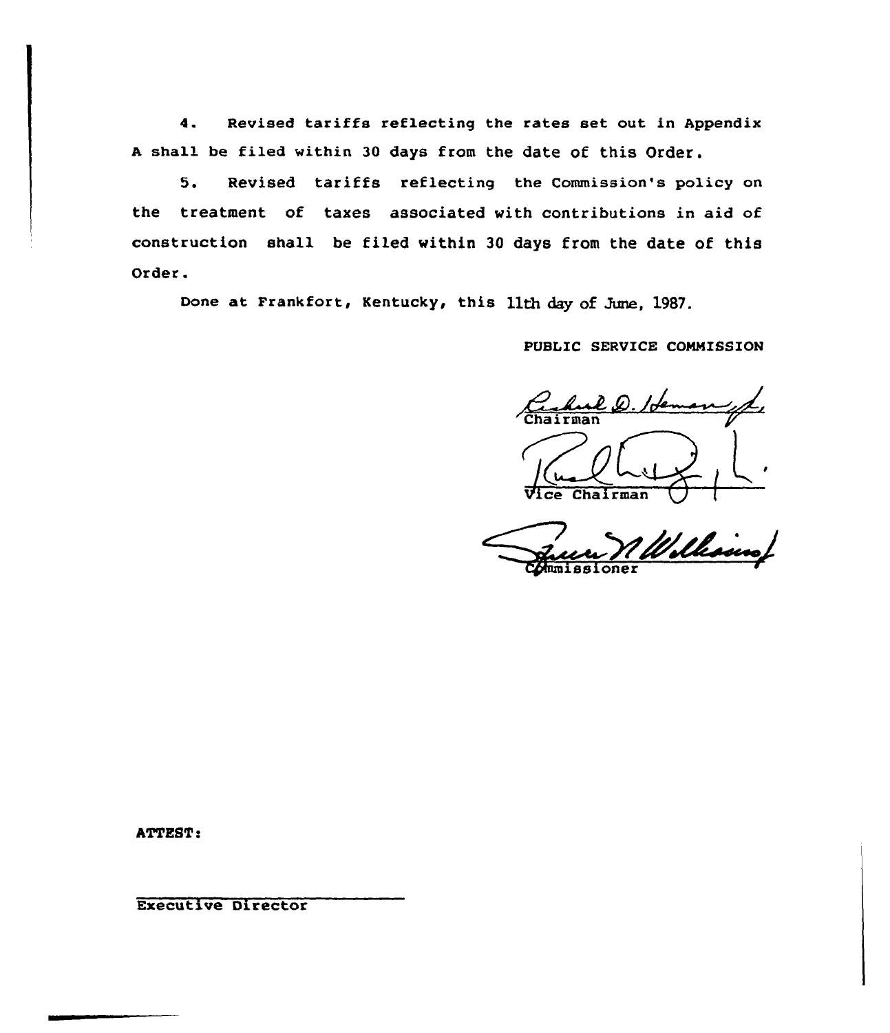4. Revised tariffs reflecting the rates set out in Appendix A shall be filed within 30 days from the date of this Order.

5. Revised tariffs reflecting the Commission's policy on the treatment of taxes associated with contributions in aid of construction shall be filed within 30 days from the date of this Order.

Done at Frankfort, Kentucky, this 11th day of June, 1987.

PUBLIC SERVICE COMMISSION

Chairman

Vice Chairman

Commissioner

ATTEST:

Executive Director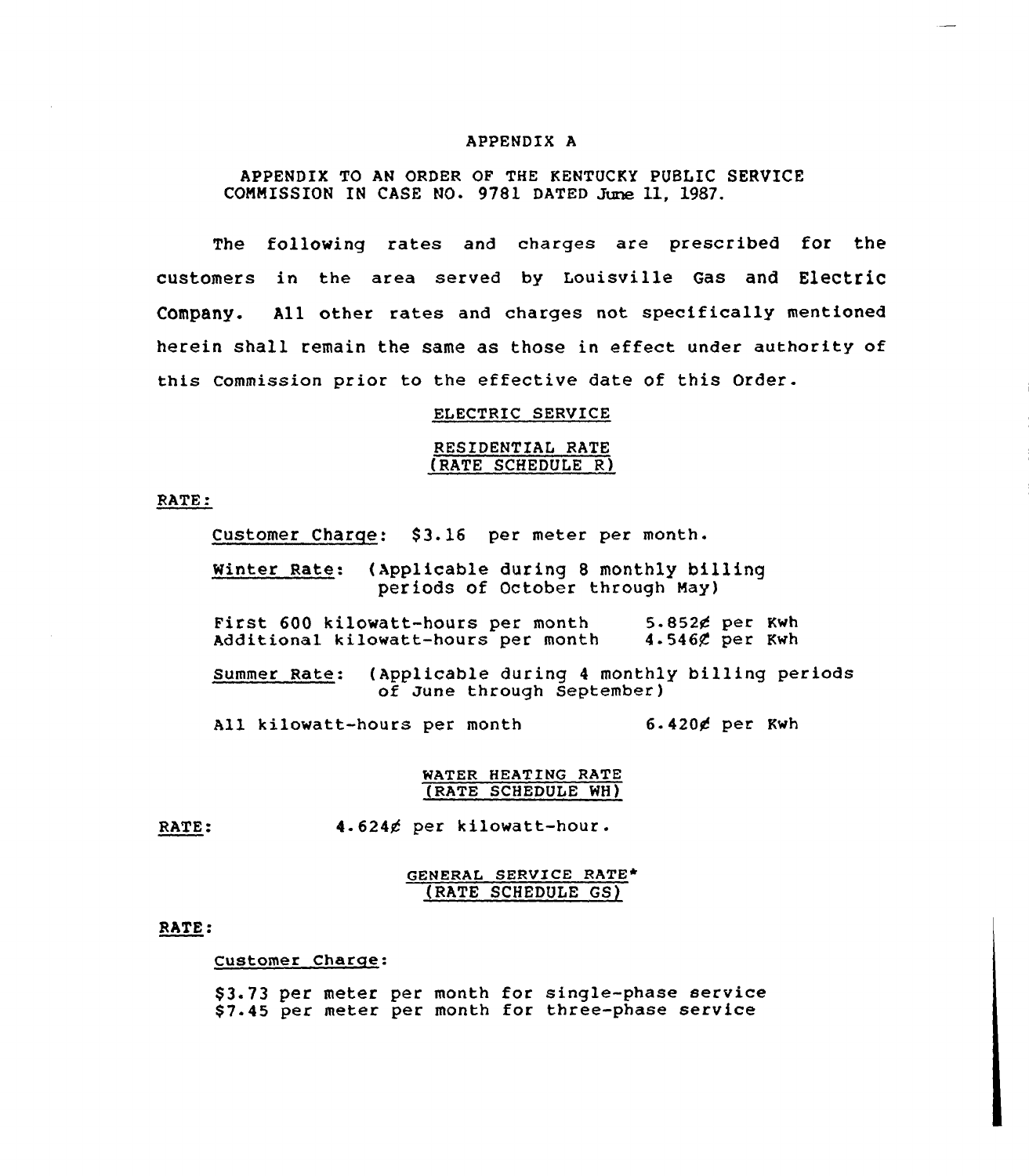# APPENDIX A

APPENDIX TO AN ORDER OF THE KENTUCKY PUBLIC SERVICE COMMISSION IN CASE NO. 9781 DATED June 11, 1987.

The following rates and charges are prescribed for the customers in the area served by Louisville Gas and Electric Company. All other rates and charges not specifically mentioned herein shall remain the same as those in effect under authority of this Commission prior to the effective date of this Order.

## ELECTRIC SERVICE

### RESIDENTIAL RATE (RATE SCHEDULE R)

RATE:

Customer Charge: $3.16 per meter per month.

Winter Rate: (Applicable during 8 monthly billing periods of October through May)

| | |
|---|---|
| First 600 kilowatt-hours per month | 5.852¢ per Kwh |
| Additional kilowatt-hours per month | 4.546¢ per Kwh |

Summer Rate: (Applicable during 4 monthly billing periods of June through September)

| | |
|---|---|
| All kilowatt-hours per month | 6.420¢ per Kwh |

### WATER HEATING RATE (RATE SCHEDULE WH)

RATE: 4.624¢ per kilowatt-hour.

### GENERAL SERVICE RATE* (RATE SCHEDULE GS)

RATE:

Customer Charge:

$3.73 per meter per month for single-phase service
$7.45 per meter per month for three-phase service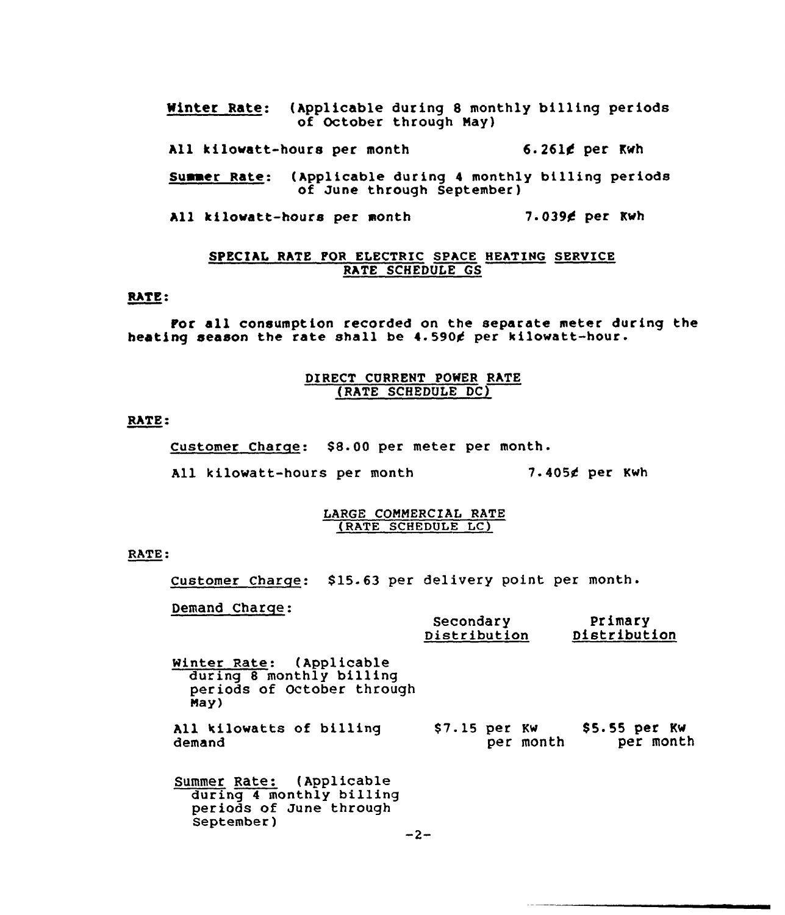Winter Rate: (Applicable during 8 monthly billing periods of October through May)

All kilowatt-hours per month 6.261¢ per Kwh

Summer Rate: (Applicable during 4 monthly billing periods of June through September)

All kilowatt-hours per month 7.039¢ per Kwh

## SPECIAL RATE FOR ELECTRIC SPACE HEATING SERVICE RATE SCHEDULE GS

RATE:

For all consumption recorded on the separate meter during the heating season the rate shall be 4.590¢ per kilowatt-hour.

## DIRECT CURRENT POWER RATE (RATE SCHEDULE DC)

RATE:

Customer Charge: $8.00 per meter per month.

All kilowatt-hours per month 7.405¢ per Kwh

## LARGE COMMERCIAL RATE (RATE SCHEDULE LC)

RATE:

Customer Charge: $15.63 per delivery point per month.

Demand Charge:

| | Secondary Distribution | Primary Distribution |
|---|---|---|
| Winter Rate: (Applicable during 8 monthly billing periods of October through May) | | |
| All kilowatts of billing demand | $7.15 per Kw per month | $5.55 per Kw per month |
| Summer Rate: (Applicable during 4 monthly billing periods of June through September) | | |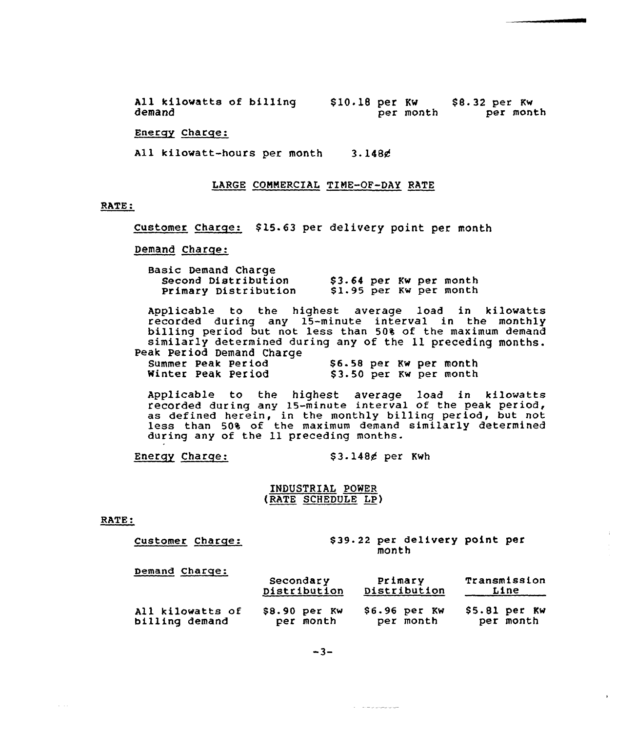| | | |
|---|---|---|
| All kilowatts of billing demand | \$10.18 per Kw per month | \$8.32 per Kw per month |

Energy Charge:

All kilowatt-hours per month 3.148¢

## LARGE COMMERCIAL TIME-OF-DAY RATE

RATE:

Customer Charge: \$15.63 per delivery point per month

Demand Charge:

| | |
|---|---|
| Basic Demand Charge | |
| Second Distribution | \$3.64 per Kw per month |
| Primary Distribution | \$1.95 per Kw per month |

Applicable to the highest average load in kilowatts recorded during any 15-minute interval in the monthly billing period but not less than 50% of the maximum demand similarly determined during any of the 11 preceding months.

| | |
|---|---|
| Peak Period Demand Charge | |
| Summer Peak Period | \$6.58 per Kw per month |
| Winter Peak Period | \$3.50 per Kw per month |

Applicable to the highest average load in kilowatts recorded during any 15-minute interval of the peak period, as defined herein, in the monthly billing period, but not less than 50% of the maximum demand similarly determined during any of the 11 preceding months.

Energy Charge: \$3.148¢ per Kwh

## INDUSTRIAL POWER (RATE SCHEDULE LP)

RATE:

Customer Charge: \$39.22 per delivery point per month

Demand Charge:

| | Secondary Distribution | Primary Distribution | Transmission Line |
|---|---|---|---|
| All kilowatts of billing demand | \$8.90 per Kw per month | \$6.96 per Kw per month | \$5.81 per Kw per month |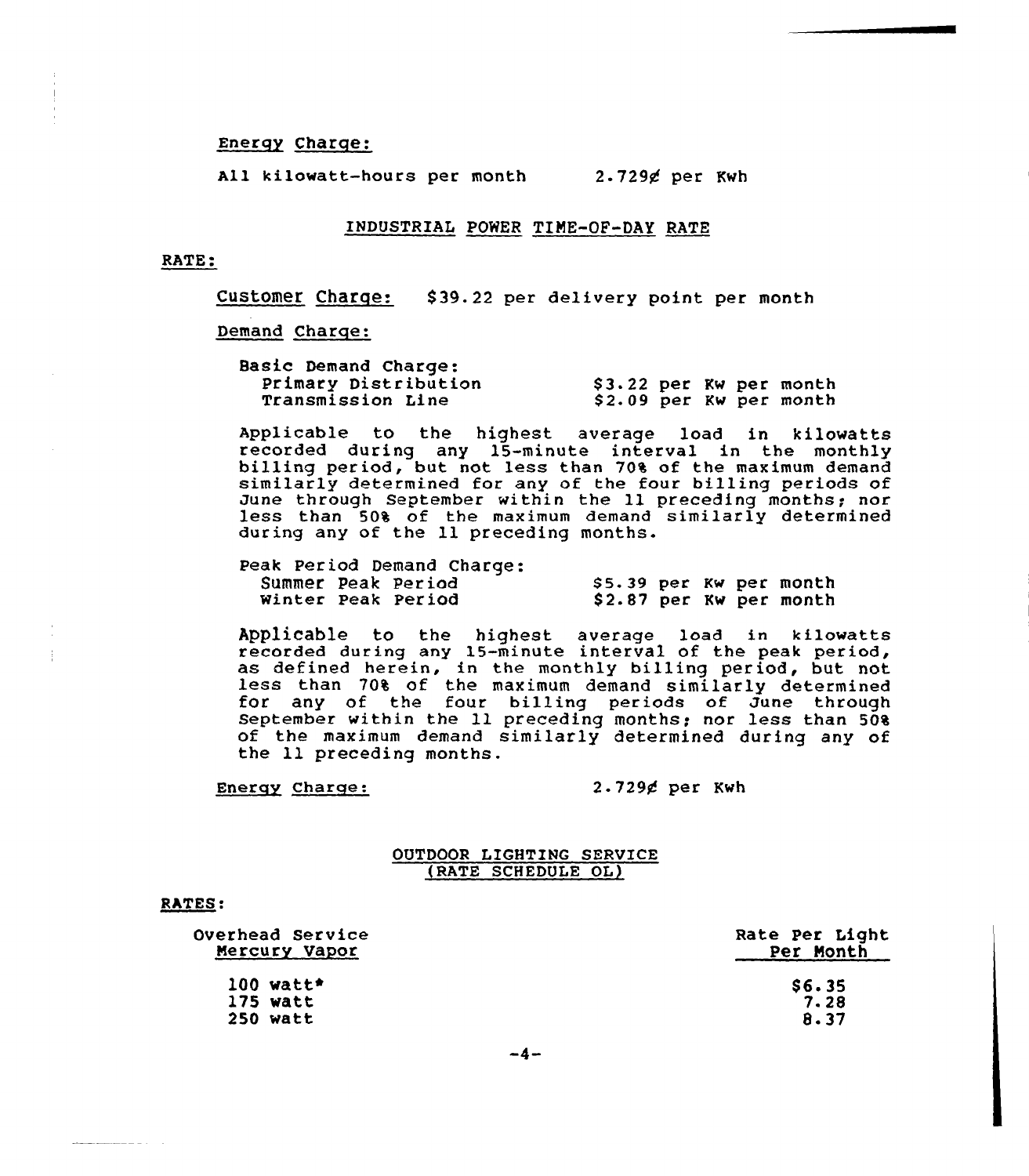Energy Charge:

All kilowatt-hours per month 2.729¢ per Kwh

## INDUSTRIAL POWER TIME-OF-DAY RATE

RATE:

Customer Charge: $39.22 per delivery point per month

Demand Charge:

| Basic Demand Charge: | |
|---|---|
| Primary Distribution | $3.22 per Kw per month |
| Transmission Line | $2.09 per Kw per month |

Applicable to the highest average load in kilowatts recorded during any 15-minute interval in the monthly billing period, but not less than 70% of the maximum demand similarly determined for any of the four billing periods of June through September within the 11 preceding months; nor less than 50% of the maximum demand similarly determined during any of the 11 preceding months.

| Peak Period Demand Charge: | |
|---|---|
| Summer Peak Period | $5.39 per Kw per month |
| Winter Peak Period | $2.87 per Kw per month |

Applicable to the highest average load in kilowatts recorded during any 15-minute interval of the peak period, as defined herein, in the monthly billing period, but not less than 70% of the maximum demand similarly determined for any of the four billing periods of June through September within the 11 preceding months; nor less than 50% of the maximum demand similarly determined during any of the 11 preceding months.

Energy Charge: 2.729¢ per Kwh

## OUTDOOR LIGHTING SERVICE (RATE SCHEDULE OL)

RATES:

| Overhead Service Mercury Vapor | Rate Per Light Per Month |
|---|---|
| 100 watt* | $6.35 |
| 175 watt | 7.28 |
| 250 watt | 8.37 |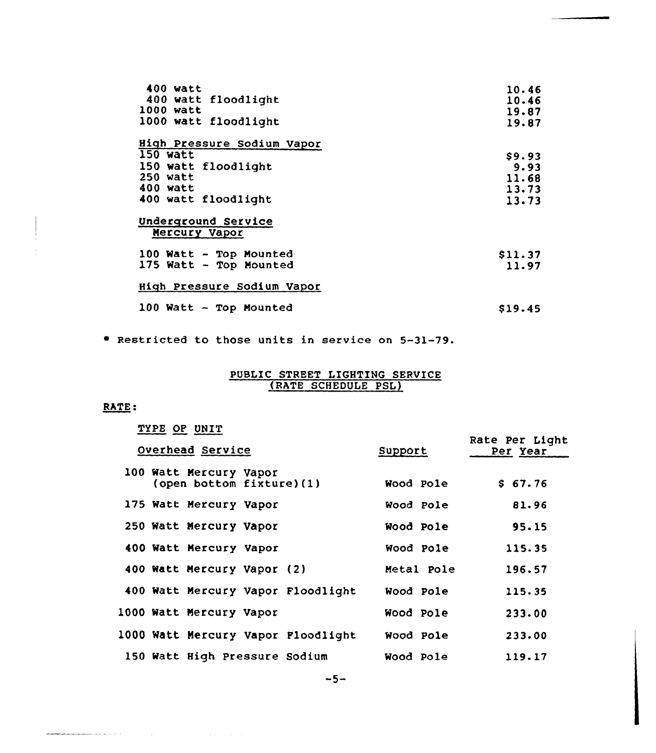| | |
|---|---|
| 400 watt | 10.46 |
| 400 watt floodlight | 10.46 |
| 1000 watt | 19.87 |
| 1000 watt floodlight | 19.87 |
| High Pressure Sodium Vapor | |
| 150 watt | $9.93 |
| 150 watt floodlight | 9.93 |
| 250 watt | 11.68 |
| 400 watt | 13.73 |
| 400 watt floodlight | 13.73 |
| Underground Service Mercury Vapor | |
| 100 Watt - Top Mounted | $11.37 |
| 175 Watt - Top Mounted | 11.97 |
| High Pressure Sodium Vapor | |
| 100 Watt - Top Mounted | $19.45 |

* Restricted to those units in service on 5-31-79.

## PUBLIC STREET LIGHTING SERVICE (RATE SCHEDULE PSL)

RATE:

TYPE OF UNIT

| Overhead Service | Support | Rate Per Light Per Year |
|---|---|---|
| 100 Watt Mercury Vapor (open bottom fixture)(1) | Wood Pole | $ 67.76 |
| 175 Watt Mercury Vapor | Wood Pole | 81.96 |
| 250 Watt Mercury Vapor | Wood Pole | 95.15 |
| 400 Watt Mercury Vapor | Wood Pole | 115.35 |
| 400 Watt Mercury Vapor (2) | Metal Pole | 196.57 |
| 400 Watt Mercury Vapor Floodlight | Wood Pole | 115.35 |
| 1000 Watt Mercury Vapor | Wood Pole | 233.00 |
| 1000 Watt Mercury Vapor Floodlight | Wood Pole | 233.00 |
| 150 Watt High Pressure Sodium | Wood Pole | 119.17 |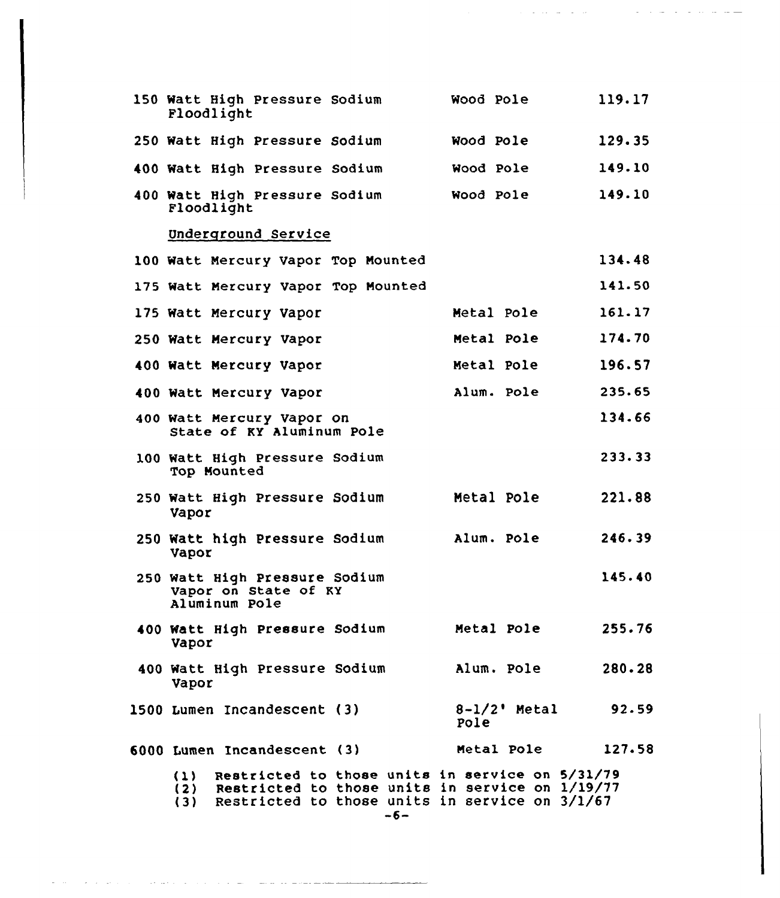| | | |
|---|---|---|
| 150 Watt High Pressure Sodium Floodlight | Wood Pole | 119.17 |
| 250 Watt High Pressure Sodium | Wood Pole | 129.35 |
| 400 Watt High Pressure Sodium | Wood Pole | 149.10 |
| 400 Watt High Pressure Sodium Floodlight | Wood Pole | 149.10 |
| Underground Service | | |
| 100 Watt Mercury Vapor Top Mounted | | 134.48 |
| 175 Watt Mercury Vapor Top Mounted | | 141.50 |
| 175 Watt Mercury Vapor | Metal Pole | 161.17 |
| 250 Watt Mercury Vapor | Metal Pole | 174.70 |
| 400 Watt Mercury Vapor | Metal Pole | 196.57 |
| 400 Watt Mercury Vapor | Alum. Pole | 235.65 |
| 400 Watt Mercury Vapor on State of KY Aluminum Pole | | 134.66 |
| 100 Watt High Pressure Sodium Top Mounted | | 233.33 |
| 250 Watt High Pressure Sodium Vapor | Metal Pole | 221.88 |
| 250 Watt high Pressure Sodium Vapor | Alum. Pole | 246.39 |
| 250 Watt High Pressure Sodium Vapor on State of KY Aluminum Pole | | 145.40 |
| 400 Watt High Pressure Sodium Vapor | Metal Pole | 255.76 |
| 400 Watt High Pressure Sodium Vapor | Alum. Pole | 280.28 |
| 1500 Lumen Incandescent (3) | 8-1/2' Metal Pole | 92.59 |
| 6000 Lumen Incandescent (3) | Metal Pole | 127.58 |

(1) Restricted to those units in service on 5/31/79
(2) Restricted to those units in service on 1/19/77
(3) Restricted to those units in service on 3/1/67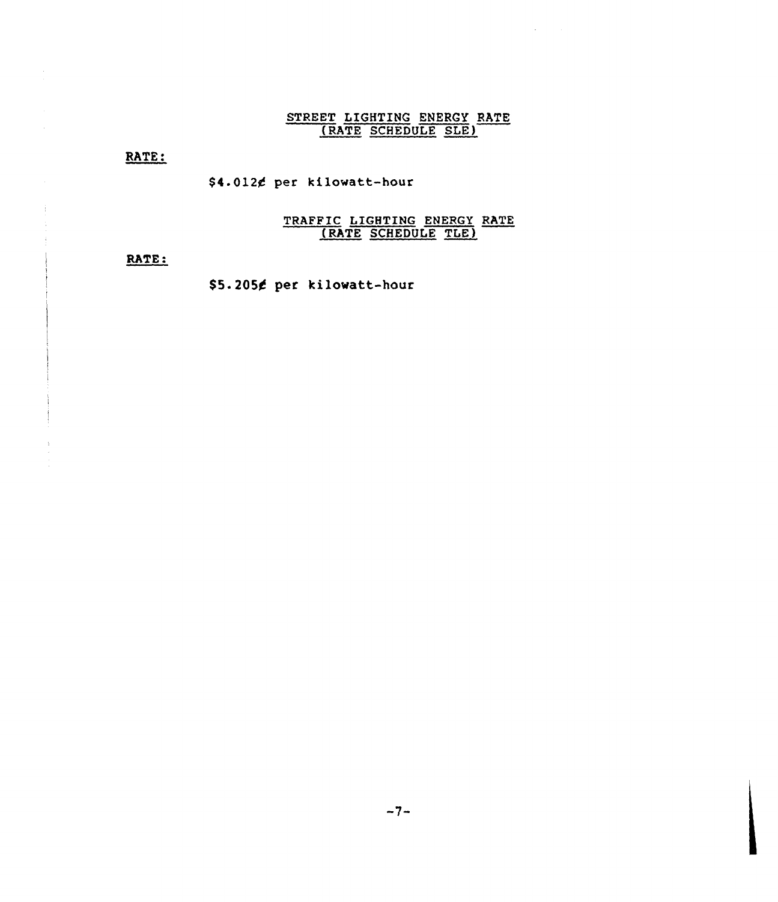## STREET LIGHTING ENERGY RATE
## (RATE SCHEDULE SLE)

**RATE:**

$4.012¢ per kilowatt-hour

## TRAFFIC LIGHTING ENERGY RATE
## (RATE SCHEDULE TLE)

**RATE:**

$5.205¢ per kilowatt-hour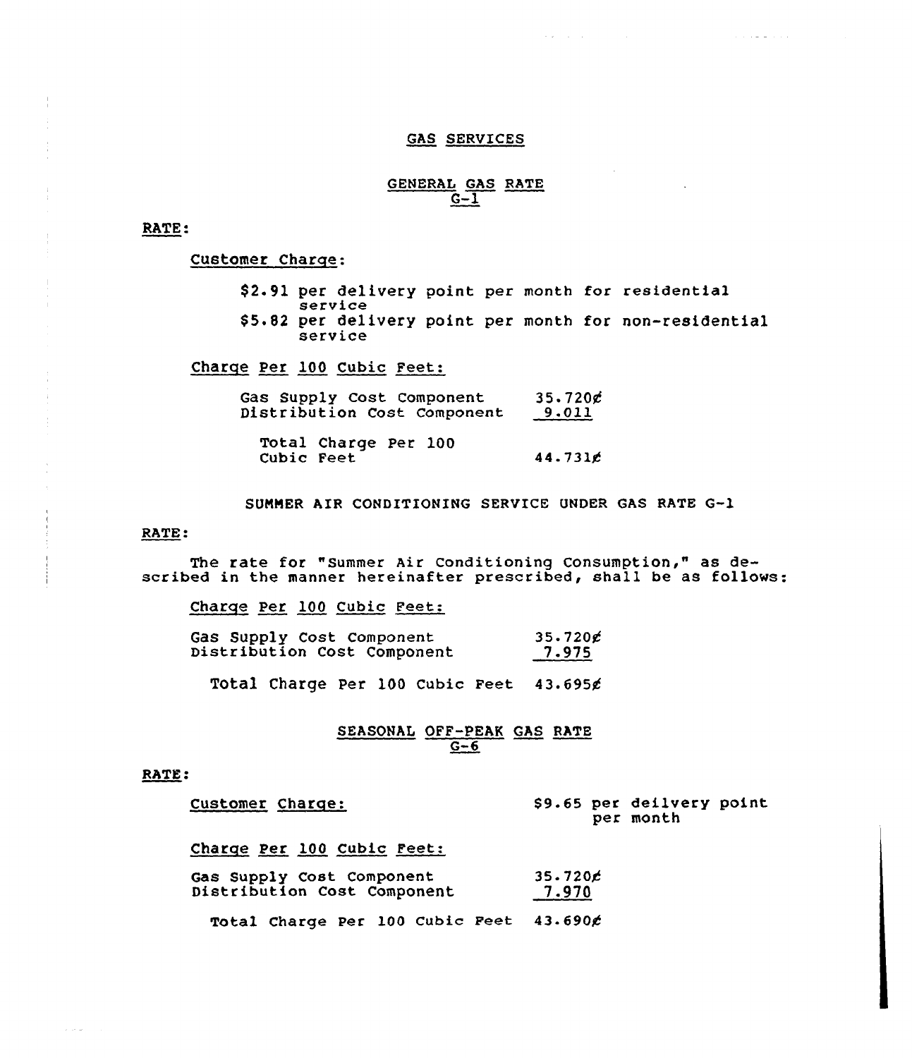## GAS SERVICES

### GENERAL GAS RATE G-1

**RATE:**

Customer Charge:

$2.91 per delivery point per month for residential service
$5.82 per delivery point per month for non-residential service

Charge Per 100 Cubic Feet:

| | |
|---|---|
| Gas Supply Cost Component | 35.720¢ |
| Distribution Cost Component | 9.011 |
| Total Charge Per 100 Cubic Feet | 44.731¢ |

SUMMER AIR CONDITIONING SERVICE UNDER GAS RATE G-1

**RATE:**

The rate for "Summer Air Conditioning Consumption," as described in the manner hereinafter prescribed, shall be as follows:

Charge Per 100 Cubic Feet:

| | |
|---|---|
| Gas Supply Cost Component | 35.720¢ |
| Distribution Cost Component | 7.975 |
| Total Charge Per 100 Cubic Feet | 43.695¢ |

### SEASONAL OFF-PEAK GAS RATE G-6

**RATE:**

Customer Charge: $9.65 per deilvery point per month

Charge Per 100 Cubic Feet:

| | |
|---|---|
| Gas Supply Cost Component | 35.720¢ |
| Distribution Cost Component | 7.970 |
| Total Charge Per 100 Cubic Feet | 43.690¢ |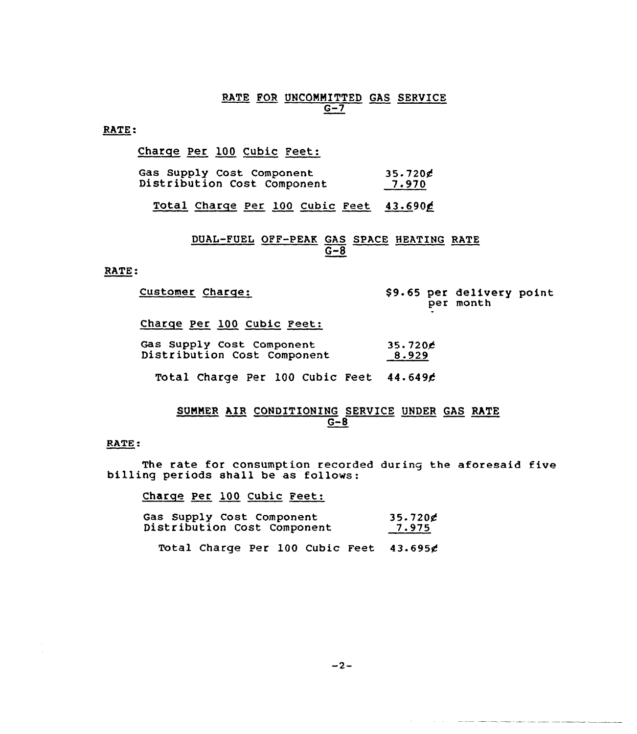## RATE FOR UNCOMMITTED GAS SERVICE
## G-7

RATE:

Charge Per 100 Cubic Feet:

| | |
|---|---|
| Gas Supply Cost Component | 35.720¢ |
| Distribution Cost Component | 7.970 |
| Total Charge Per 100 Cubic Feet | 43.690¢ |

## DUAL-FUEL OFF-PEAK GAS SPACE HEATING RATE
## G-8

RATE:

Customer Charge: $9.65 per delivery point per month

Charge Per 100 Cubic Feet:

| | |
|---|---|
| Gas Supply Cost Component | 35.720¢ |
| Distribution Cost Component | 8.929 |
| Total Charge Per 100 Cubic Feet | 44.649¢ |

## SUMMER AIR CONDITIONING SERVICE UNDER GAS RATE
## G-8

RATE:

The rate for consumption recorded during the aforesaid five billing periods shall be as follows:

Charge Per 100 Cubic Feet:

| | |
|---|---|
| Gas Supply Cost Component | 35.720¢ |
| Distribution Cost Component | 7.975 |
| Total Charge Per 100 Cubic Feet | 43.695¢ |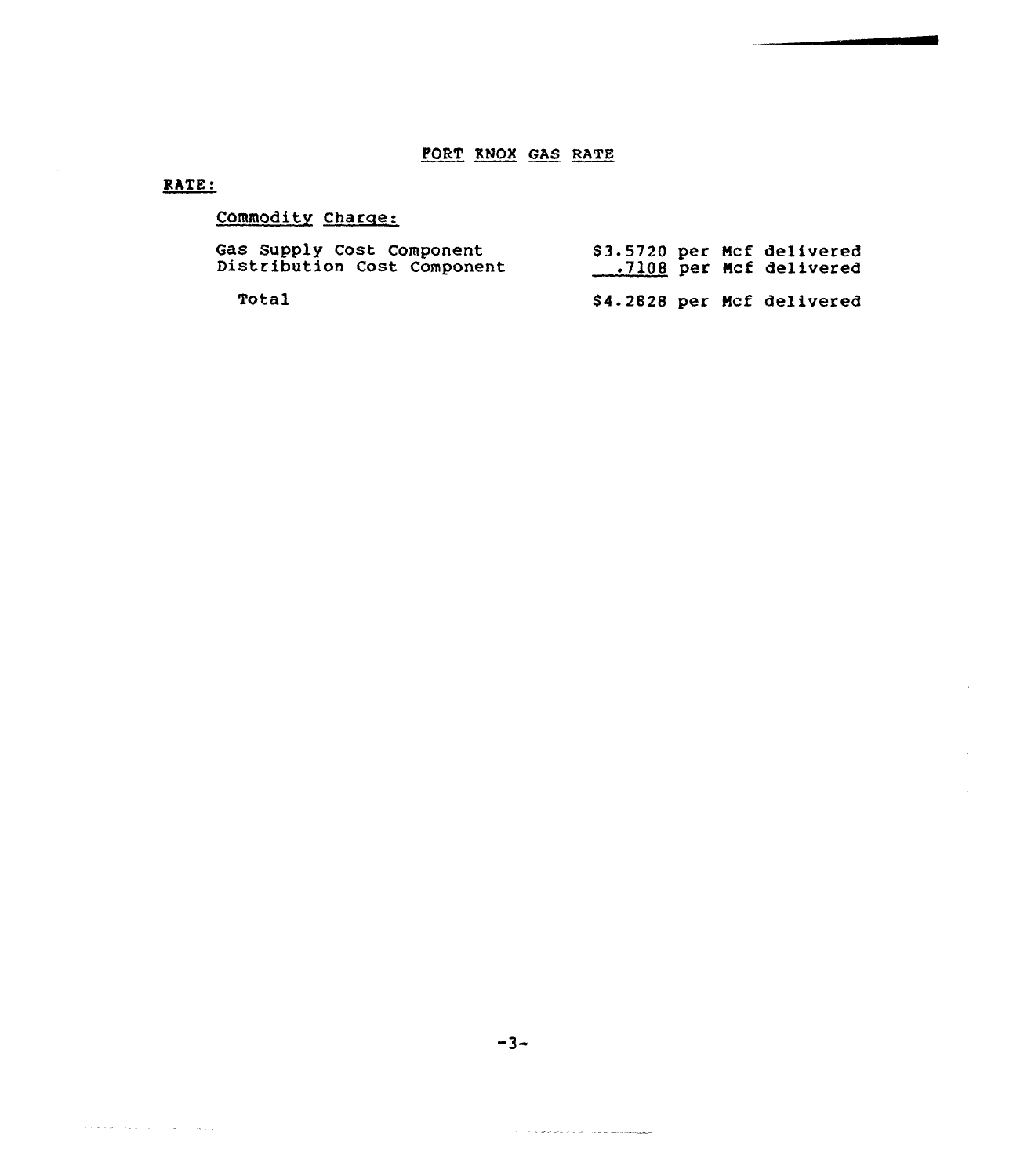## FORT KNOX GAS RATE

**RATE:**

Commodity Charge:

| | |
|---|---|
| Gas Supply Cost Component | $3.5720 per Mcf delivered |
| Distribution Cost Component | .7108 per Mcf delivered |
| Total | $4.2828 per Mcf delivered |